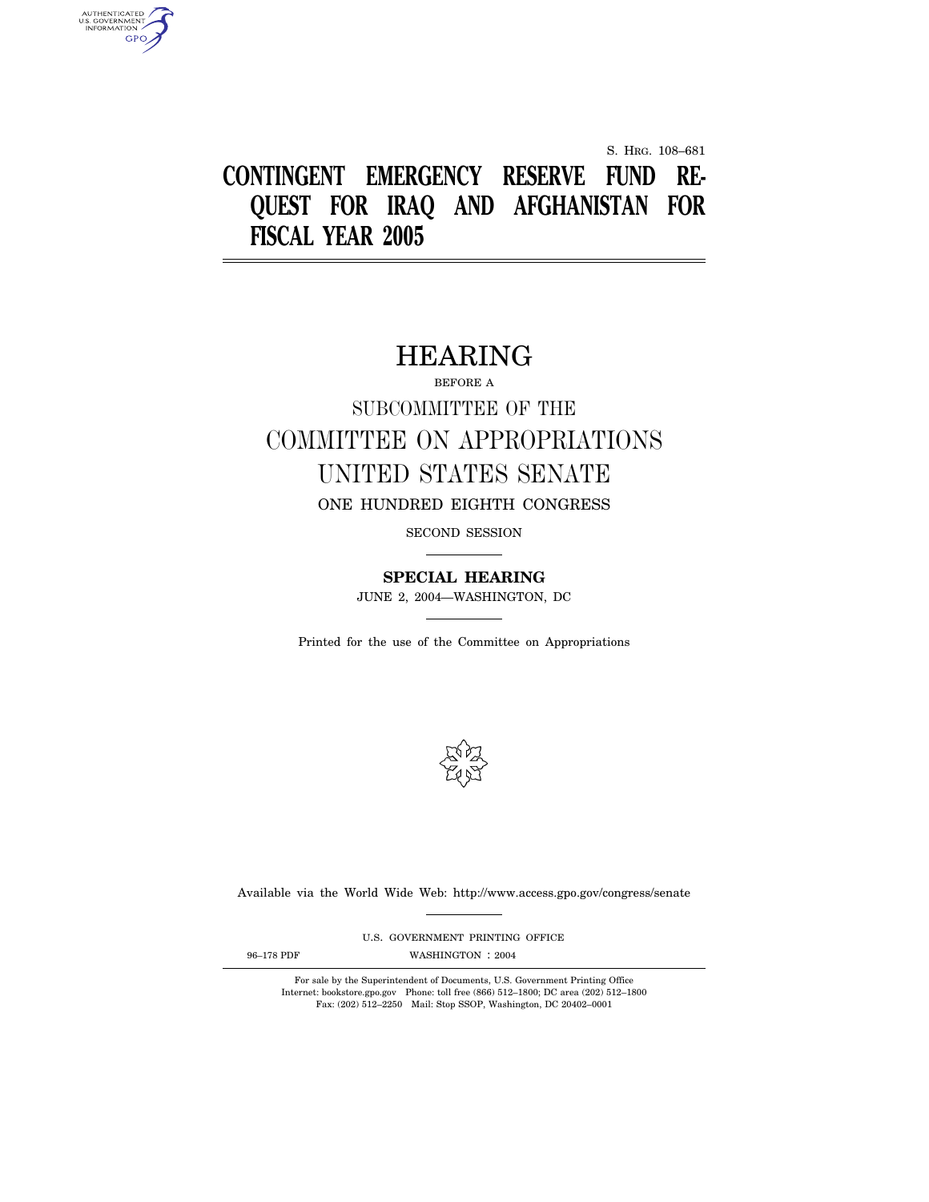S. HRG. 108–681

# CONTINGENT EMERGENCY RESERVE FUND REQUEST FOR IRAQ AND AFGHANISTAN FOR FISCAL YEAR 2005

## HEARING

BEFORE A

SUBCOMMITTEE OF THE

COMMITTEE ON APPROPRIATIONS

UNITED STATES SENATE

ONE HUNDRED EIGHTH CONGRESS

SECOND SESSION

**SPECIAL HEARING**

JUNE 2, 2004—WASHINGTON, DC

Printed for the use of the Committee on Appropriations

Available via the World Wide Web: http://www.access.gpo.gov/congress/senate

U.S. GOVERNMENT PRINTING OFFICE

96–178 PDF WASHINGTON : 2004

For sale by the Superintendent of Documents, U.S. Government Printing Office
Internet: bookstore.gpo.gov Phone: toll free (866) 512–1800; DC area (202) 512–1800
Fax: (202) 512–2250 Mail: Stop SSOP, Washington, DC 20402–0001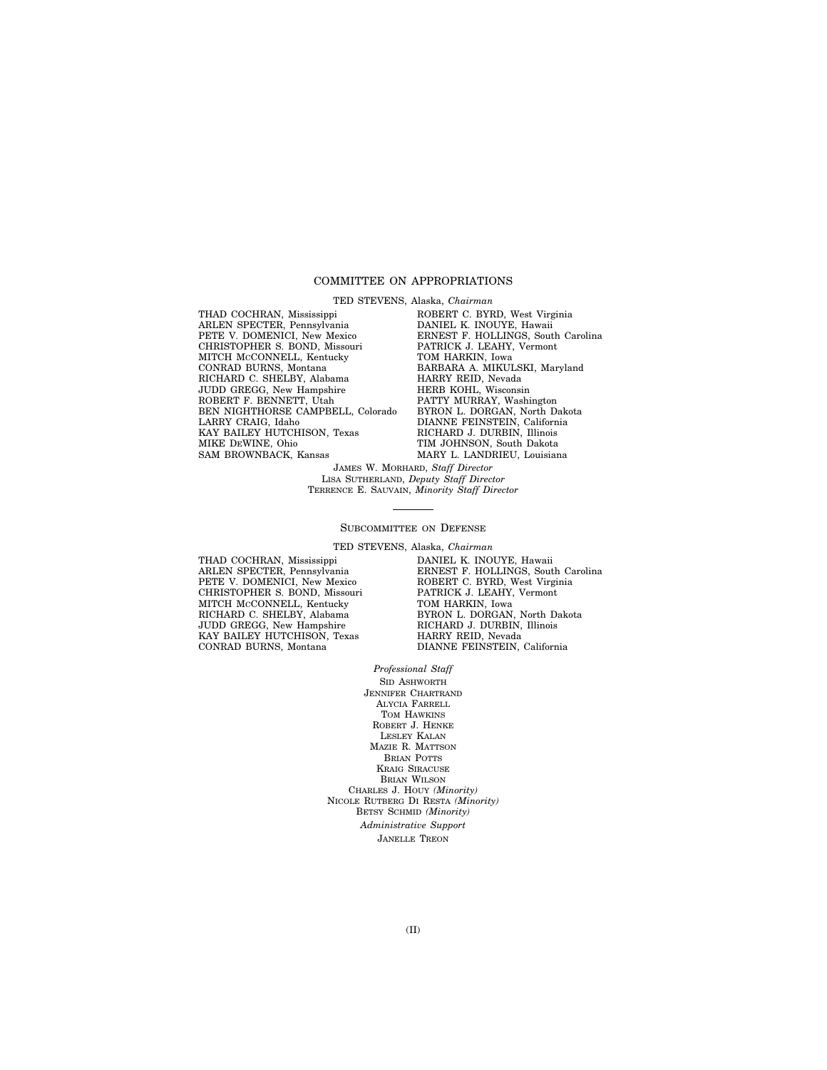## COMMITTEE ON APPROPRIATIONS

TED STEVENS, Alaska, *Chairman*

THAD COCHRAN, Mississippi
ARLEN SPECTER, Pennsylvania
PETE V. DOMENICI, New Mexico
CHRISTOPHER S. BOND, Missouri
MITCH MCCONNELL, Kentucky
CONRAD BURNS, Montana
RICHARD C. SHELBY, Alabama
JUDD GREGG, New Hampshire
ROBERT F. BENNETT, Utah
BEN NIGHTHORSE CAMPBELL, Colorado
LARRY CRAIG, Idaho
KAY BAILEY HUTCHISON, Texas
MIKE DEWINE, Ohio
SAM BROWNBACK, Kansas
ROBERT C. BYRD, West Virginia
DANIEL K. INOUYE, Hawaii
ERNEST F. HOLLINGS, South Carolina
PATRICK J. LEAHY, Vermont
TOM HARKIN, Iowa
BARBARA A. MIKULSKI, Maryland
HARRY REID, Nevada
HERB KOHL, Wisconsin
PATTY MURRAY, Washington
BYRON L. DORGAN, North Dakota
DIANNE FEINSTEIN, California
RICHARD J. DURBIN, Illinois
TIM JOHNSON, South Dakota
MARY L. LANDRIEU, Louisiana

JAMES W. MORHARD, *Staff Director*
LISA SUTHERLAND, *Deputy Staff Director*
TERRENCE E. SAUVAIN, *Minority Staff Director*

---

## SUBCOMMITTEE ON DEFENSE

TED STEVENS, Alaska, *Chairman*

THAD COCHRAN, Mississippi
ARLEN SPECTER, Pennsylvania
PETE V. DOMENICI, New Mexico
CHRISTOPHER S. BOND, Missouri
MITCH MCCONNELL, Kentucky
RICHARD C. SHELBY, Alabama
JUDD GREGG, New Hampshire
KAY BAILEY HUTCHISON, Texas
CONRAD BURNS, Montana
DANIEL K. INOUYE, Hawaii
ERNEST F. HOLLINGS, South Carolina
ROBERT C. BYRD, West Virginia
PATRICK J. LEAHY, Vermont
TOM HARKIN, Iowa
BYRON L. DORGAN, North Dakota
RICHARD J. DURBIN, Illinois
HARRY REID, Nevada
DIANNE FEINSTEIN, California

*Professional Staff*

SID ASHWORTH
JENNIFER CHARTRAND
ALYCIA FARRELL
TOM HAWKINS
ROBERT J. HENKE
LESLEY KALAN
MAZIE R. MATTSON
BRIAN POTTS
KRAIG SIRACUSE
BRIAN WILSON
CHARLES J. HOUY *(Minority)*
NICOLE RUTBERG DI RESTA *(Minority)*
BETSY SCHMID *(Minority)*

*Administrative Support*

JANELLE TREON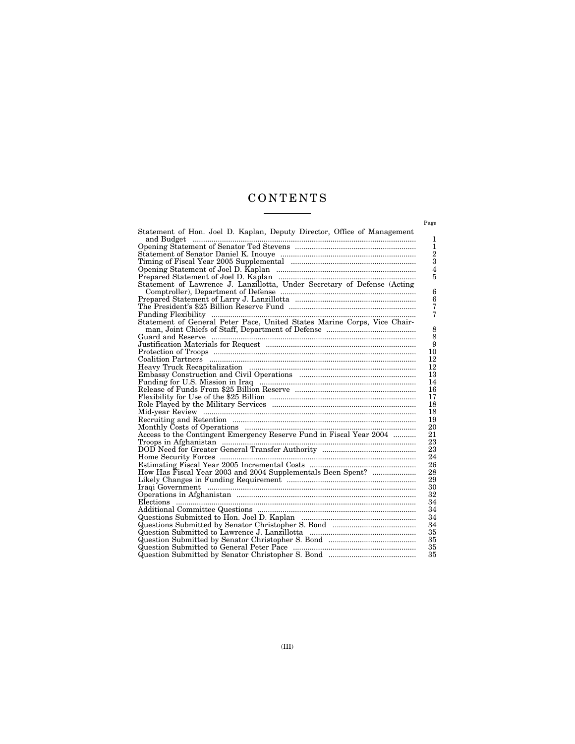# CONTENTS

| | Page |
|---|---|
| Statement of Hon. Joel D. Kaplan, Deputy Director, Office of Management and Budget | 1 |
| Opening Statement of Senator Ted Stevens | 1 |
| Statement of Senator Daniel K. Inouye | 2 |
| Timing of Fiscal Year 2005 Supplemental | 3 |
| Opening Statement of Joel D. Kaplan | 4 |
| Prepared Statement of Joel D. Kaplan | 5 |
| Statement of Lawrence J. Lanzillotta, Under Secretary of Defense (Acting Comptroller), Department of Defense | 6 |
| Prepared Statement of Larry J. Lanzillotta | 6 |
| The President's $25 Billion Reserve Fund | 7 |
| Funding Flexibility | 7 |
| Statement of General Peter Pace, United States Marine Corps, Vice Chairman, Joint Chiefs of Staff, Department of Defense | 8 |
| Guard and Reserve | 8 |
| Justification Materials for Request | 9 |
| Protection of Troops | 10 |
| Coalition Partners | 12 |
| Heavy Truck Recapitalization | 12 |
| Embassy Construction and Civil Operations | 13 |
| Funding for U.S. Mission in Iraq | 14 |
| Release of Funds From $25 Billion Reserve | 16 |
| Flexibility for Use of the $25 Billion | 17 |
| Role Played by the Military Services | 18 |
| Mid-year Review | 18 |
| Recruiting and Retention | 19 |
| Monthly Costs of Operations | 20 |
| Access to the Contingent Emergency Reserve Fund in Fiscal Year 2004 | 21 |
| Troops in Afghanistan | 23 |
| DOD Need for Greater General Transfer Authority | 23 |
| Home Security Forces | 24 |
| Estimating Fiscal Year 2005 Incremental Costs | 26 |
| How Has Fiscal Year 2003 and 2004 Supplementals Been Spent? | 28 |
| Likely Changes in Funding Requirement | 29 |
| Iraqi Government | 30 |
| Operations in Afghanistan | 32 |
| Elections | 34 |
| Additional Committee Questions | 34 |
| Questions Submitted to Hon. Joel D. Kaplan | 34 |
| Questions Submitted by Senator Christopher S. Bond | 34 |
| Question Submitted to Lawrence J. Lanzillotta | 35 |
| Question Submitted by Senator Christopher S. Bond | 35 |
| Question Submitted to General Peter Pace | 35 |
| Question Submitted by Senator Christopher S. Bond | 35 |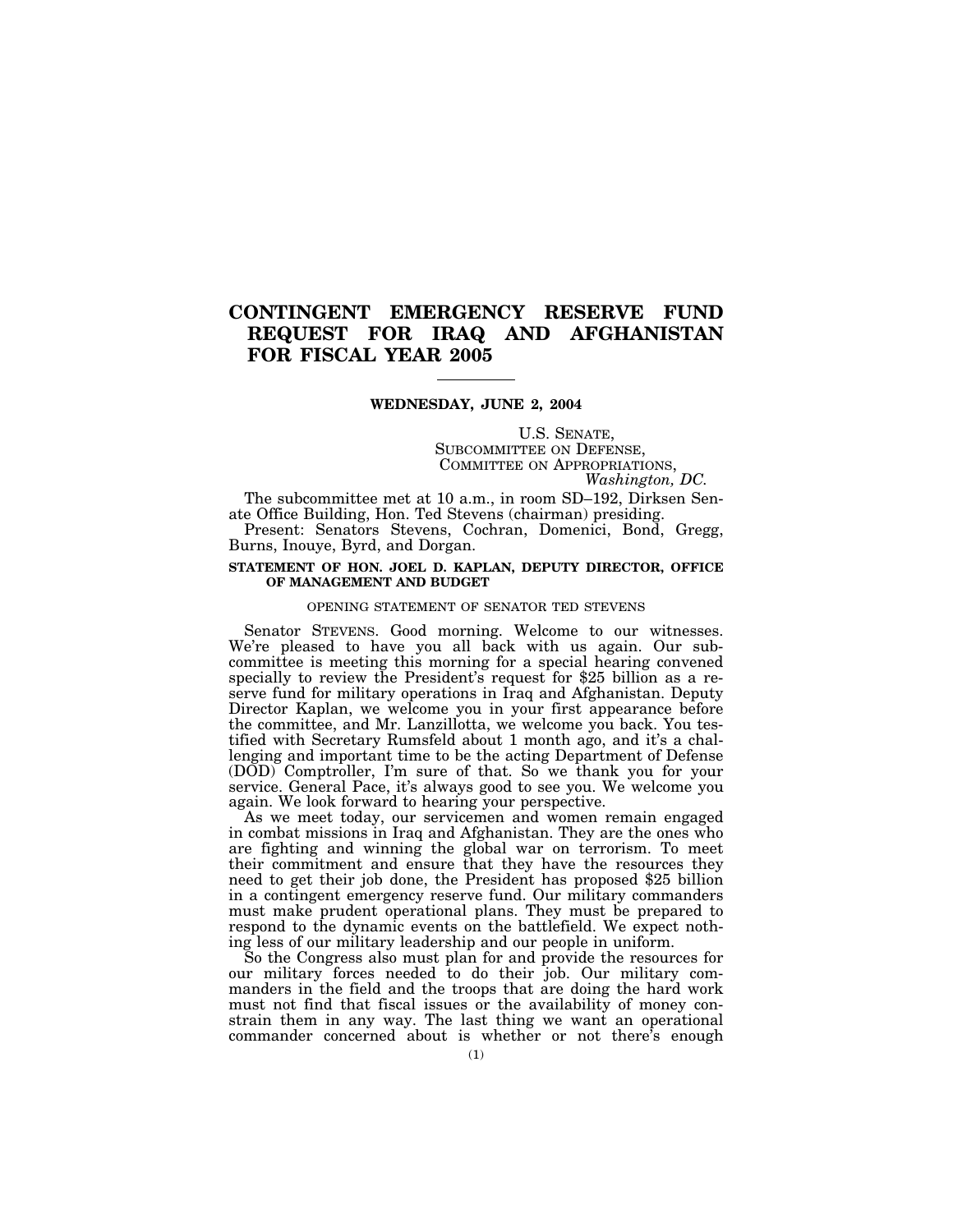# CONTINGENT EMERGENCY RESERVE FUND REQUEST FOR IRAQ AND AFGHANISTAN FOR FISCAL YEAR 2005

**WEDNESDAY, JUNE 2, 2004**

U.S. SENATE,
SUBCOMMITTEE ON DEFENSE,
COMMITTEE ON APPROPRIATIONS,
*Washington, DC.*

The subcommittee met at 10 a.m., in room SD–192, Dirksen Senate Office Building, Hon. Ted Stevens (chairman) presiding.

Present: Senators Stevens, Cochran, Domenici, Bond, Gregg, Burns, Inouye, Byrd, and Dorgan.

## STATEMENT OF HON. JOEL D. KAPLAN, DEPUTY DIRECTOR, OFFICE OF MANAGEMENT AND BUDGET

### OPENING STATEMENT OF SENATOR TED STEVENS

Senator STEVENS. Good morning. Welcome to our witnesses. We're pleased to have you all back with us again. Our subcommittee is meeting this morning for a special hearing convened specially to review the President's request for $25 billion as a reserve fund for military operations in Iraq and Afghanistan. Deputy Director Kaplan, we welcome you in your first appearance before the committee, and Mr. Lanzillotta, we welcome you back. You testified with Secretary Rumsfeld about 1 month ago, and it's a challenging and important time to be the acting Department of Defense (DOD) Comptroller, I'm sure of that. So we thank you for your service. General Pace, it's always good to see you. We welcome you again. We look forward to hearing your perspective.

As we meet today, our servicemen and women remain engaged in combat missions in Iraq and Afghanistan. They are the ones who are fighting and winning the global war on terrorism. To meet their commitment and ensure that they have the resources they need to get their job done, the President has proposed $25 billion in a contingent emergency reserve fund. Our military commanders must make prudent operational plans. They must be prepared to respond to the dynamic events on the battlefield. We expect nothing less of our military leadership and our people in uniform.

So the Congress also must plan for and provide the resources for our military forces needed to do their job. Our military commanders in the field and the troops that are doing the hard work must not find that fiscal issues or the availability of money constrain them in any way. The last thing we want an operational commander concerned about is whether or not there's enough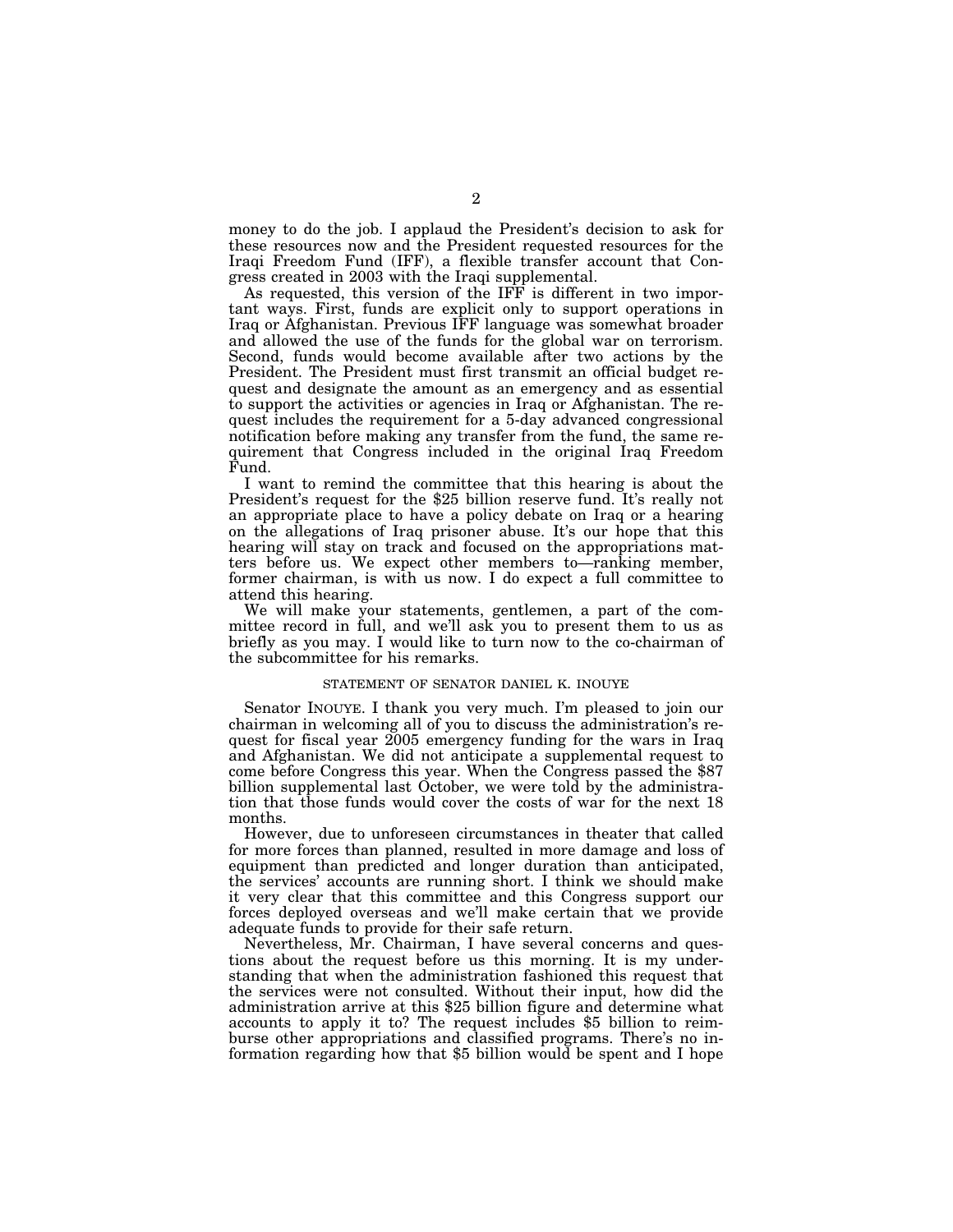money to do the job. I applaud the President's decision to ask for these resources now and the President requested resources for the Iraqi Freedom Fund (IFF), a flexible transfer account that Congress created in 2003 with the Iraqi supplemental.

As requested, this version of the IFF is different in two important ways. First, funds are explicit only to support operations in Iraq or Afghanistan. Previous IFF language was somewhat broader and allowed the use of the funds for the global war on terrorism. Second, funds would become available after two actions by the President. The President must first transmit an official budget request and designate the amount as an emergency and as essential to support the activities or agencies in Iraq or Afghanistan. The request includes the requirement for a 5-day advanced congressional notification before making any transfer from the fund, the same requirement that Congress included in the original Iraq Freedom Fund.

I want to remind the committee that this hearing is about the President's request for the $25 billion reserve fund. It's really not an appropriate place to have a policy debate on Iraq or a hearing on the allegations of Iraq prisoner abuse. It's our hope that this hearing will stay on track and focused on the appropriations matters before us. We expect other members to—ranking member, former chairman, is with us now. I do expect a full committee to attend this hearing.

We will make your statements, gentlemen, a part of the committee record in full, and we'll ask you to present them to us as briefly as you may. I would like to turn now to the co-chairman of the subcommittee for his remarks.

STATEMENT OF SENATOR DANIEL K. INOUYE

Senator INOUYE. I thank you very much. I'm pleased to join our chairman in welcoming all of you to discuss the administration's request for fiscal year 2005 emergency funding for the wars in Iraq and Afghanistan. We did not anticipate a supplemental request to come before Congress this year. When the Congress passed the $87 billion supplemental last October, we were told by the administration that those funds would cover the costs of war for the next 18 months.

However, due to unforeseen circumstances in theater that called for more forces than planned, resulted in more damage and loss of equipment than predicted and longer duration than anticipated, the services' accounts are running short. I think we should make it very clear that this committee and this Congress support our forces deployed overseas and we'll make certain that we provide adequate funds to provide for their safe return.

Nevertheless, Mr. Chairman, I have several concerns and questions about the request before us this morning. It is my understanding that when the administration fashioned this request that the services were not consulted. Without their input, how did the administration arrive at this $25 billion figure and determine what accounts to apply it to? The request includes $5 billion to reimburse other appropriations and classified programs. There's no information regarding how that $5 billion would be spent and I hope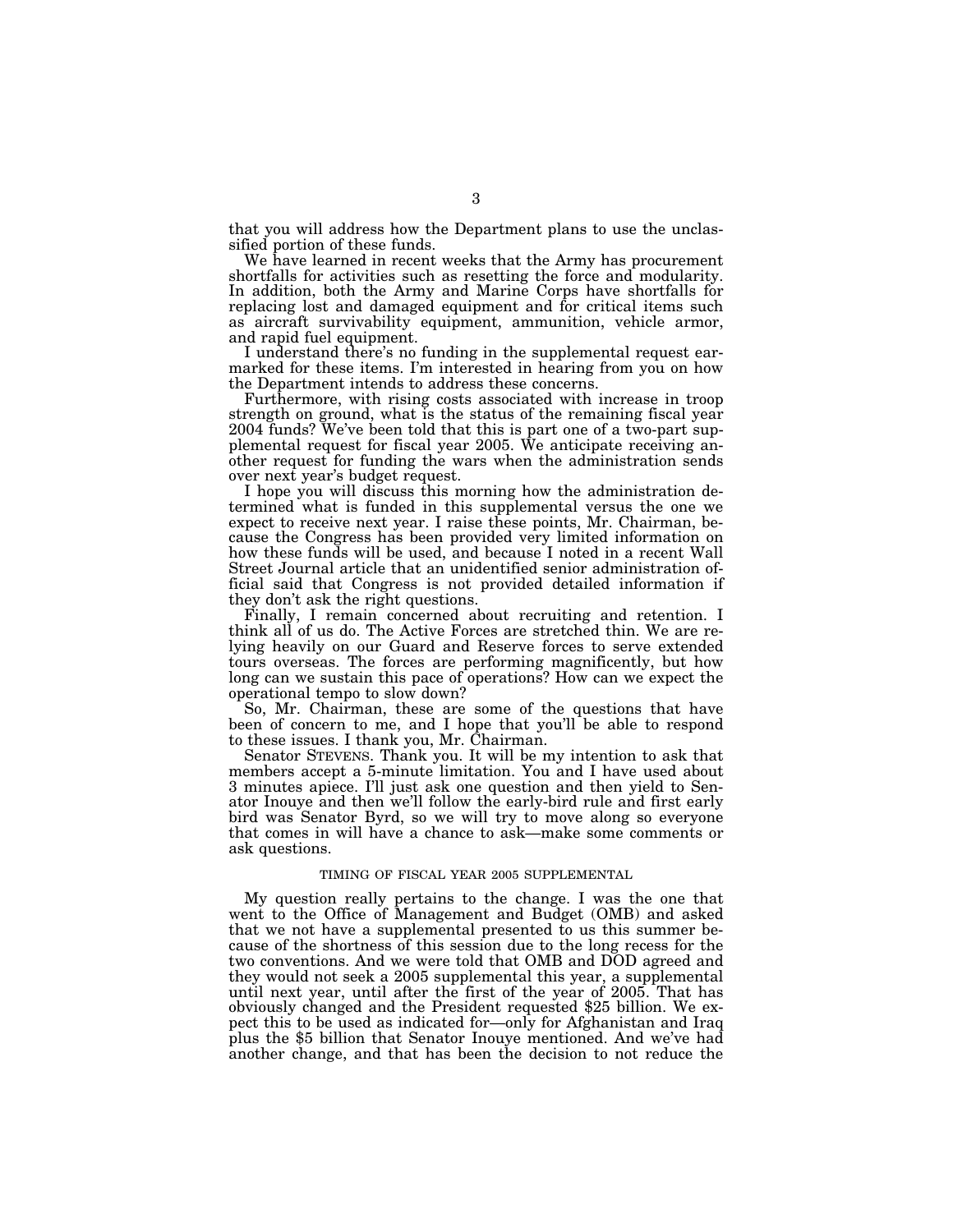that you will address how the Department plans to use the unclassified portion of these funds.

We have learned in recent weeks that the Army has procurement shortfalls for activities such as resetting the force and modularity. In addition, both the Army and Marine Corps have shortfalls for replacing lost and damaged equipment and for critical items such as aircraft survivability equipment, ammunition, vehicle armor, and rapid fuel equipment.

I understand there's no funding in the supplemental request earmarked for these items. I'm interested in hearing from you on how the Department intends to address these concerns.

Furthermore, with rising costs associated with increase in troop strength on ground, what is the status of the remaining fiscal year 2004 funds? We've been told that this is part one of a two-part supplemental request for fiscal year 2005. We anticipate receiving another request for funding the wars when the administration sends over next year's budget request.

I hope you will discuss this morning how the administration determined what is funded in this supplemental versus the one we expect to receive next year. I raise these points, Mr. Chairman, because the Congress has been provided very limited information on how these funds will be used, and because I noted in a recent Wall Street Journal article that an unidentified senior administration official said that Congress is not provided detailed information if they don't ask the right questions.

Finally, I remain concerned about recruiting and retention. I think all of us do. The Active Forces are stretched thin. We are relying heavily on our Guard and Reserve forces to serve extended tours overseas. The forces are performing magnificently, but how long can we sustain this pace of operations? How can we expect the operational tempo to slow down?

So, Mr. Chairman, these are some of the questions that have been of concern to me, and I hope that you'll be able to respond to these issues. I thank you, Mr. Chairman.

Senator STEVENS. Thank you. It will be my intention to ask that members accept a 5-minute limitation. You and I have used about 3 minutes apiece. I'll just ask one question and then yield to Senator Inouye and then we'll follow the early-bird rule and first early bird was Senator Byrd, so we will try to move along so everyone that comes in will have a chance to ask—make some comments or ask questions.

### TIMING OF FISCAL YEAR 2005 SUPPLEMENTAL

My question really pertains to the change. I was the one that went to the Office of Management and Budget (OMB) and asked that we not have a supplemental presented to us this summer because of the shortness of this session due to the long recess for the two conventions. And we were told that OMB and DOD agreed and they would not seek a 2005 supplemental this year, a supplemental until next year, until after the first of the year of 2005. That has obviously changed and the President requested $25 billion. We expect this to be used as indicated for—only for Afghanistan and Iraq plus the $5 billion that Senator Inouye mentioned. And we've had another change, and that has been the decision to not reduce the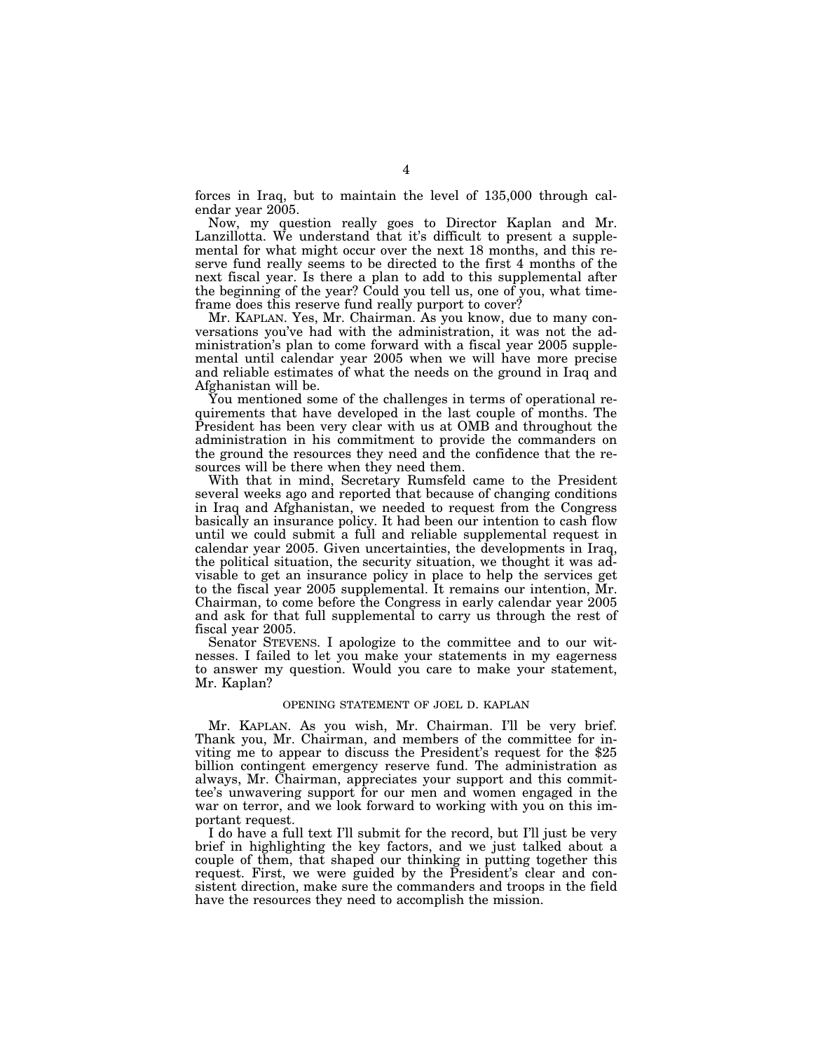forces in Iraq, but to maintain the level of 135,000 through calendar year 2005.

Now, my question really goes to Director Kaplan and Mr. Lanzillotta. We understand that it's difficult to present a supplemental for what might occur over the next 18 months, and this reserve fund really seems to be directed to the first 4 months of the next fiscal year. Is there a plan to add to this supplemental after the beginning of the year? Could you tell us, one of you, what timeframe does this reserve fund really purport to cover?

Mr. KAPLAN. Yes, Mr. Chairman. As you know, due to many conversations you've had with the administration, it was not the administration's plan to come forward with a fiscal year 2005 supplemental until calendar year 2005 when we will have more precise and reliable estimates of what the needs on the ground in Iraq and Afghanistan will be.

You mentioned some of the challenges in terms of operational requirements that have developed in the last couple of months. The President has been very clear with us at OMB and throughout the administration in his commitment to provide the commanders on the ground the resources they need and the confidence that the resources will be there when they need them.

With that in mind, Secretary Rumsfeld came to the President several weeks ago and reported that because of changing conditions in Iraq and Afghanistan, we needed to request from the Congress basically an insurance policy. It had been our intention to cash flow until we could submit a full and reliable supplemental request in calendar year 2005. Given uncertainties, the developments in Iraq, the political situation, the security situation, we thought it was advisable to get an insurance policy in place to help the services get to the fiscal year 2005 supplemental. It remains our intention, Mr. Chairman, to come before the Congress in early calendar year 2005 and ask for that full supplemental to carry us through the rest of fiscal year 2005.

Senator STEVENS. I apologize to the committee and to our witnesses. I failed to let you make your statements in my eagerness to answer my question. Would you care to make your statement, Mr. Kaplan?

## OPENING STATEMENT OF JOEL D. KAPLAN

Mr. KAPLAN. As you wish, Mr. Chairman. I'll be very brief. Thank you, Mr. Chairman, and members of the committee for inviting me to appear to discuss the President's request for the $25 billion contingent emergency reserve fund. The administration as always, Mr. Chairman, appreciates your support and this committee's unwavering support for our men and women engaged in the war on terror, and we look forward to working with you on this important request.

I do have a full text I'll submit for the record, but I'll just be very brief in highlighting the key factors, and we just talked about a couple of them, that shaped our thinking in putting together this request. First, we were guided by the President's clear and consistent direction, make sure the commanders and troops in the field have the resources they need to accomplish the mission.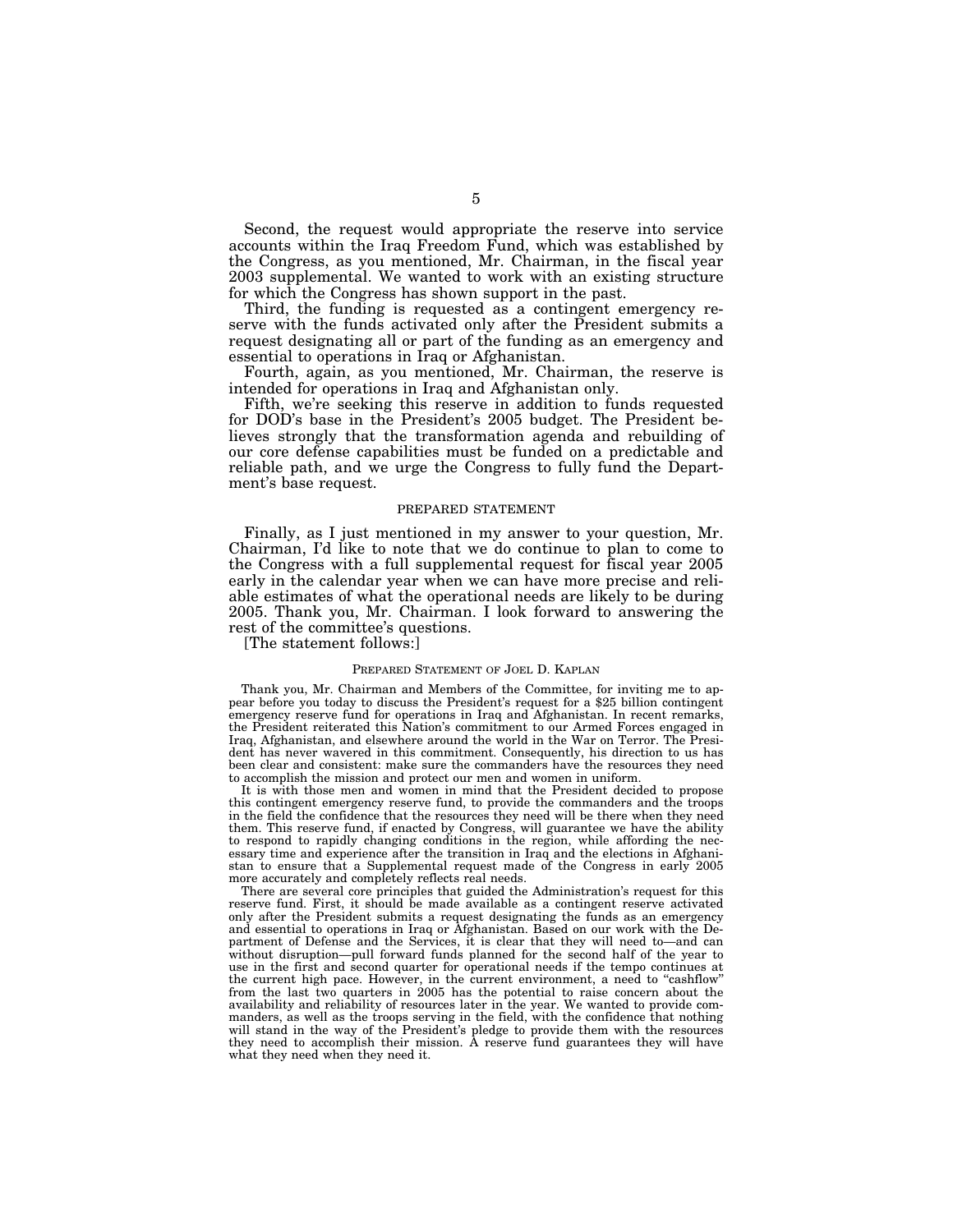Second, the request would appropriate the reserve into service accounts within the Iraq Freedom Fund, which was established by the Congress, as you mentioned, Mr. Chairman, in the fiscal year 2003 supplemental. We wanted to work with an existing structure for which the Congress has shown support in the past.

Third, the funding is requested as a contingent emergency reserve with the funds activated only after the President submits a request designating all or part of the funding as an emergency and essential to operations in Iraq or Afghanistan.

Fourth, again, as you mentioned, Mr. Chairman, the reserve is intended for operations in Iraq and Afghanistan only.

Fifth, we're seeking this reserve in addition to funds requested for DOD's base in the President's 2005 budget. The President believes strongly that the transformation agenda and rebuilding of our core defense capabilities must be funded on a predictable and reliable path, and we urge the Congress to fully fund the Department's base request.

PREPARED STATEMENT

Finally, as I just mentioned in my answer to your question, Mr. Chairman, I'd like to note that we do continue to plan to come to the Congress with a full supplemental request for fiscal year 2005 early in the calendar year when we can have more precise and reliable estimates of what the operational needs are likely to be during 2005. Thank you, Mr. Chairman. I look forward to answering the rest of the committee's questions.

[The statement follows:]

PREPARED STATEMENT OF JOEL D. KAPLAN

Thank you, Mr. Chairman and Members of the Committee, for inviting me to appear before you today to discuss the President's request for a $25 billion contingent emergency reserve fund for operations in Iraq and Afghanistan. In recent remarks, the President reiterated this Nation's commitment to our Armed Forces engaged in Iraq, Afghanistan, and elsewhere around the world in the War on Terror. The President has never wavered in this commitment. Consequently, his direction to us has been clear and consistent: make sure the commanders have the resources they need to accomplish the mission and protect our men and women in uniform.

It is with those men and women in mind that the President decided to propose this contingent emergency reserve fund, to provide the commanders and the troops in the field the confidence that the resources they need will be there when they need them. This reserve fund, if enacted by Congress, will guarantee we have the ability to respond to rapidly changing conditions in the region, while affording the necessary time and experience after the transition in Iraq and the elections in Afghanistan to ensure that a Supplemental request made of the Congress in early 2005 more accurately and completely reflects real needs.

There are several core principles that guided the Administration's request for this reserve fund. First, it should be made available as a contingent reserve activated only after the President submits a request designating the funds as an emergency and essential to operations in Iraq or Afghanistan. Based on our work with the Department of Defense and the Services, it is clear that they will need to—and can without disruption—pull forward funds planned for the second half of the year to use in the first and second quarter for operational needs if the tempo continues at the current high pace. However, in the current environment, a need to "cashflow" from the last two quarters in 2005 has the potential to raise concern about the availability and reliability of resources later in the year. We wanted to provide commanders, as well as the troops serving in the field, with the confidence that nothing will stand in the way of the President's pledge to provide them with the resources they need to accomplish their mission. A reserve fund guarantees they will have what they need when they need it.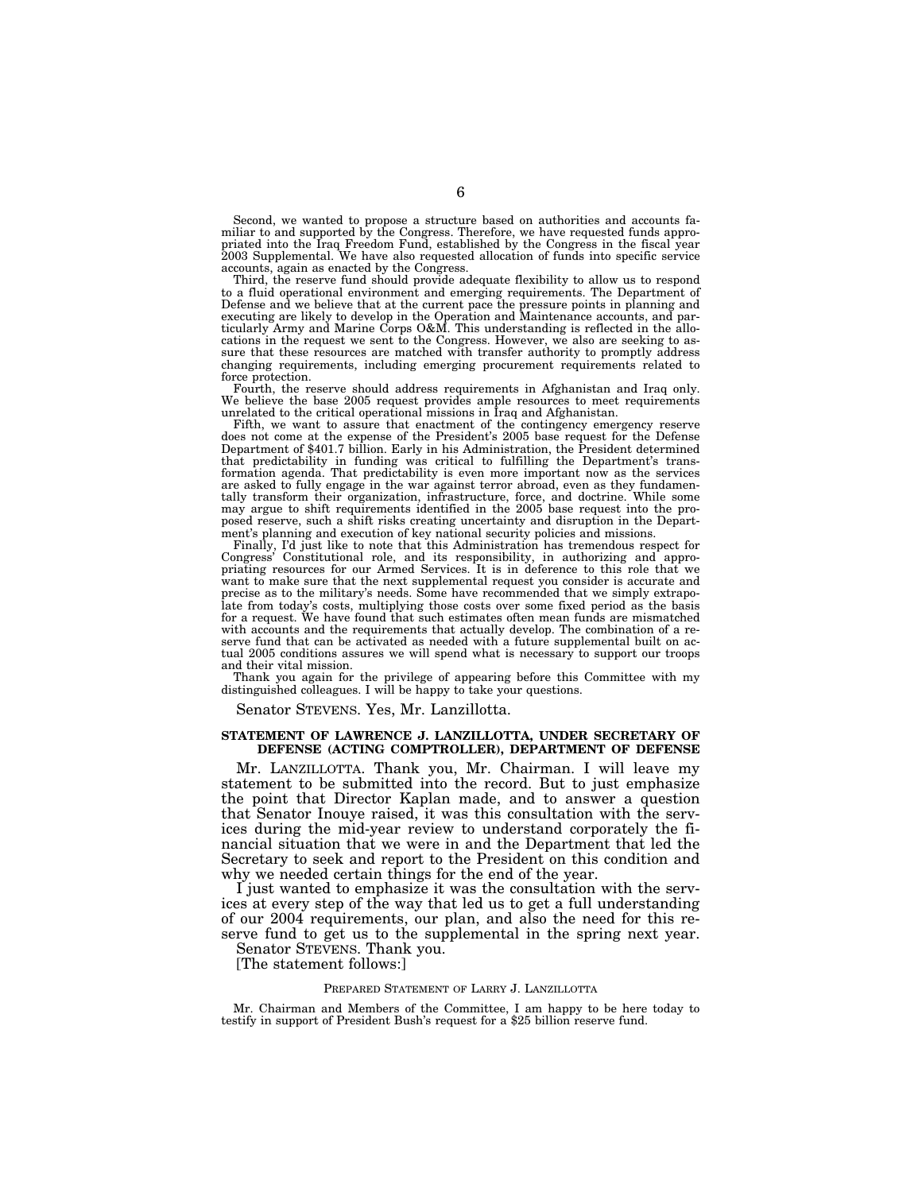Second, we wanted to propose a structure based on authorities and accounts familiar to and supported by the Congress. Therefore, we have requested funds appropriated into the Iraq Freedom Fund, established by the Congress in the fiscal year 2003 Supplemental. We have also requested allocation of funds into specific service accounts, again as enacted by the Congress.

Third, the reserve fund should provide adequate flexibility to allow us to respond to a fluid operational environment and emerging requirements. The Department of Defense and we believe that at the current pace the pressure points in planning and executing are likely to develop in the Operation and Maintenance accounts, and particularly Army and Marine Corps O&M. This understanding is reflected in the allocations in the request we sent to the Congress. However, we also are seeking to assure that these resources are matched with transfer authority to promptly address changing requirements, including emerging procurement requirements related to force protection.

Fourth, the reserve should address requirements in Afghanistan and Iraq only. We believe the base 2005 request provides ample resources to meet requirements unrelated to the critical operational missions in Iraq and Afghanistan.

Fifth, we want to assure that enactment of the contingency emergency reserve does not come at the expense of the President's 2005 base request for the Defense Department of $401.7 billion. Early in his Administration, the President determined that predictability in funding was critical to fulfilling the Department's transformation agenda. That predictability is even more important now as the services are asked to fully engage in the war against terror abroad, even as they fundamentally transform their organization, infrastructure, force, and doctrine. While some may argue to shift requirements identified in the 2005 base request into the proposed reserve, such a shift risks creating uncertainty and disruption in the Department's planning and execution of key national security policies and missions.

Finally, I'd just like to note that this Administration has tremendous respect for Congress' Constitutional role, and its responsibility, in authorizing and appropriating resources for our Armed Services. It is in deference to this role that we want to make sure that the next supplemental request you consider is accurate and precise as to the military's needs. Some have recommended that we simply extrapolate from today's costs, multiplying those costs over some fixed period as the basis for a request. We have found that such estimates often mean funds are mismatched with accounts and the requirements that actually develop. The combination of a reserve fund that can be activated as needed with a future supplemental built on actual 2005 conditions assures we will spend what is necessary to support our troops and their vital mission.

Thank you again for the privilege of appearing before this Committee with my distinguished colleagues. I will be happy to take your questions.

Senator STEVENS. Yes, Mr. Lanzillotta.

## STATEMENT OF LAWRENCE J. LANZILLOTTA, UNDER SECRETARY OF DEFENSE (ACTING COMPTROLLER), DEPARTMENT OF DEFENSE

Mr. LANZILLOTTA. Thank you, Mr. Chairman. I will leave my statement to be submitted into the record. But to just emphasize the point that Director Kaplan made, and to answer a question that Senator Inouye raised, it was this consultation with the services during the mid-year review to understand corporately the financial situation that we were in and the Department that led the Secretary to seek and report to the President on this condition and why we needed certain things for the end of the year.

I just wanted to emphasize it was the consultation with the services at every step of the way that led us to get a full understanding of our 2004 requirements, our plan, and also the need for this reserve fund to get us to the supplemental in the spring next year.

Senator STEVENS. Thank you.

[The statement follows:]

PREPARED STATEMENT OF LARRY J. LANZILLOTTA

Mr. Chairman and Members of the Committee, I am happy to be here today to testify in support of President Bush's request for a $25 billion reserve fund.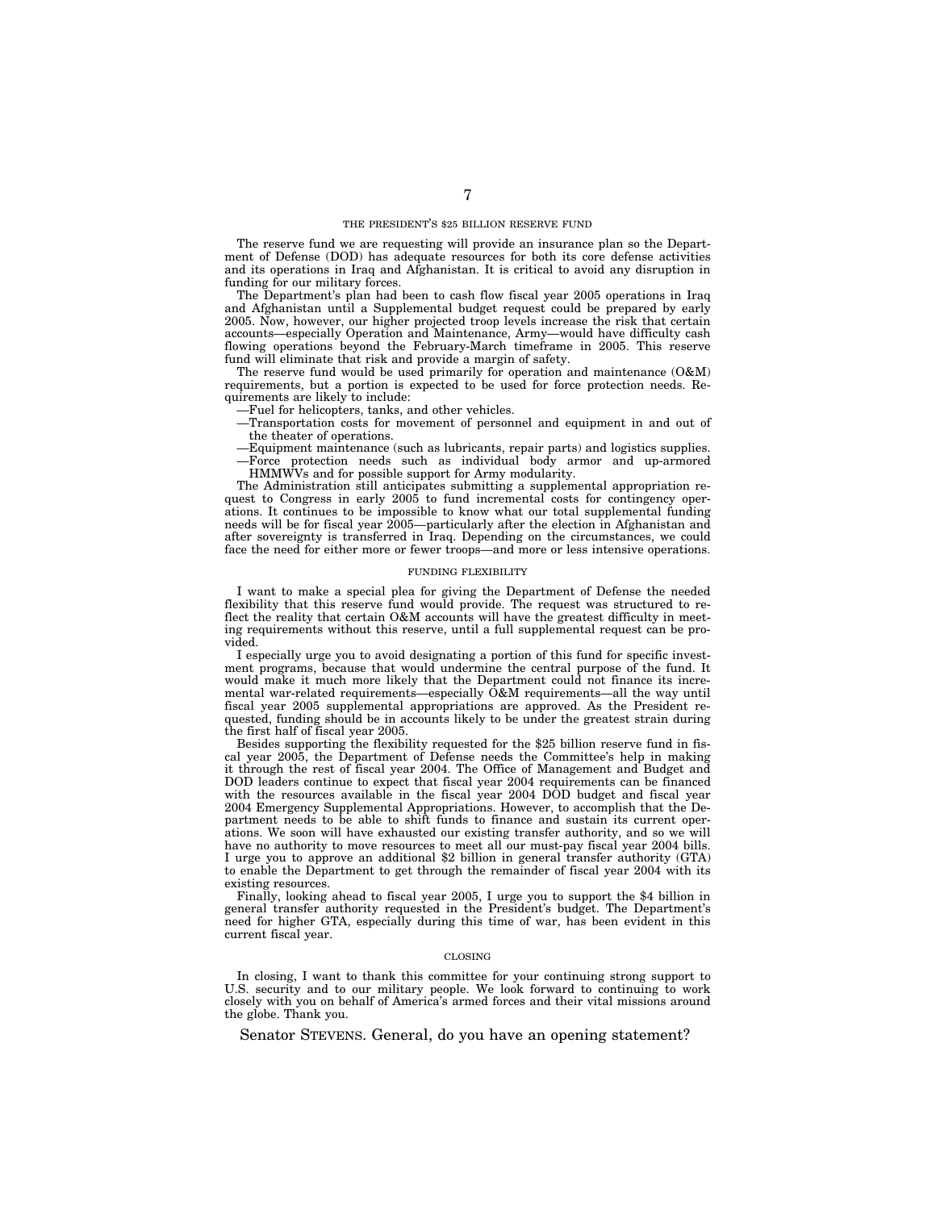### THE PRESIDENT'S $25 BILLION RESERVE FUND

The reserve fund we are requesting will provide an insurance plan so the Department of Defense (DOD) has adequate resources for both its core defense activities and its operations in Iraq and Afghanistan. It is critical to avoid any disruption in funding for our military forces.

The Department's plan had been to cash flow fiscal year 2005 operations in Iraq and Afghanistan until a Supplemental budget request could be prepared by early 2005. Now, however, our higher projected troop levels increase the risk that certain accounts—especially Operation and Maintenance, Army—would have difficulty cash flowing operations beyond the February-March timeframe in 2005. This reserve fund will eliminate that risk and provide a margin of safety.

The reserve fund would be used primarily for operation and maintenance (O&M) requirements, but a portion is expected to be used for force protection needs. Requirements are likely to include:

—Fuel for helicopters, tanks, and other vehicles.

—Transportation costs for movement of personnel and equipment in and out of the theater of operations.

—Equipment maintenance (such as lubricants, repair parts) and logistics supplies.

—Force protection needs such as individual body armor and up-armored HMMWVs and for possible support for Army modularity.

The Administration still anticipates submitting a supplemental appropriation request to Congress in early 2005 to fund incremental costs for contingency operations. It continues to be impossible to know what our total supplemental funding needs will be for fiscal year 2005—particularly after the election in Afghanistan and after sovereignty is transferred in Iraq. Depending on the circumstances, we could face the need for either more or fewer troops—and more or less intensive operations.

### FUNDING FLEXIBILITY

I want to make a special plea for giving the Department of Defense the needed flexibility that this reserve fund would provide. The request was structured to reflect the reality that certain O&M accounts will have the greatest difficulty in meeting requirements without this reserve, until a full supplemental request can be provided.

I especially urge you to avoid designating a portion of this fund for specific investment programs, because that would undermine the central purpose of the fund. It would make it much more likely that the Department could not finance its incremental war-related requirements—especially O&M requirements—all the way until fiscal year 2005 supplemental appropriations are approved. As the President requested, funding should be in accounts likely to be under the greatest strain during the first half of fiscal year 2005.

Besides supporting the flexibility requested for the $25 billion reserve fund in fiscal year 2005, the Department of Defense needs the Committee's help in making it through the rest of fiscal year 2004. The Office of Management and Budget and DOD leaders continue to expect that fiscal year 2004 requirements can be financed with the resources available in the fiscal year 2004 DOD budget and fiscal year 2004 Emergency Supplemental Appropriations. However, to accomplish that the Department needs to be able to shift funds to finance and sustain its current operations. We soon will have exhausted our existing transfer authority, and so we will have no authority to move resources to meet all our must-pay fiscal year 2004 bills. I urge you to approve an additional $2 billion in general transfer authority (GTA) to enable the Department to get through the remainder of fiscal year 2004 with its existing resources.

Finally, looking ahead to fiscal year 2005, I urge you to support the $4 billion in general transfer authority requested in the President's budget. The Department's need for higher GTA, especially during this time of war, has been evident in this current fiscal year.

### CLOSING

In closing, I want to thank this committee for your continuing strong support to U.S. security and to our military people. We look forward to continuing to work closely with you on behalf of America's armed forces and their vital missions around the globe. Thank you.

Senator STEVENS. General, do you have an opening statement?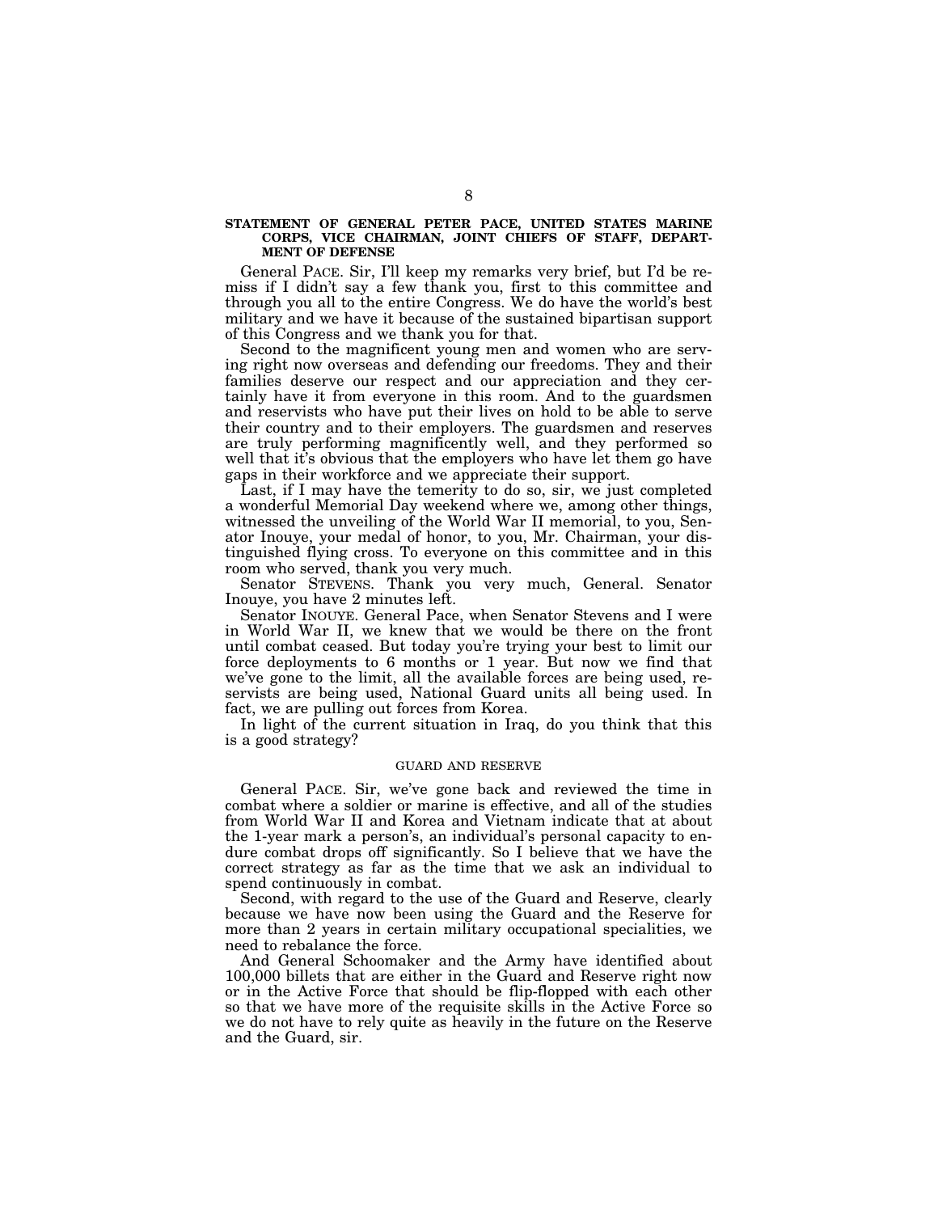## STATEMENT OF GENERAL PETER PACE, UNITED STATES MARINE CORPS, VICE CHAIRMAN, JOINT CHIEFS OF STAFF, DEPARTMENT OF DEFENSE

General PACE. Sir, I'll keep my remarks very brief, but I'd be remiss if I didn't say a few thank you, first to this committee and through you all to the entire Congress. We do have the world's best military and we have it because of the sustained bipartisan support of this Congress and we thank you for that.

Second to the magnificent young men and women who are serving right now overseas and defending our freedoms. They and their families deserve our respect and our appreciation and they certainly have it from everyone in this room. And to the guardsmen and reservists who have put their lives on hold to be able to serve their country and to their employers. The guardsmen and reserves are truly performing magnificently well, and they performed so well that it's obvious that the employers who have let them go have gaps in their workforce and we appreciate their support.

Last, if I may have the temerity to do so, sir, we just completed a wonderful Memorial Day weekend where we, among other things, witnessed the unveiling of the World War II memorial, to you, Senator Inouye, your medal of honor, to you, Mr. Chairman, your distinguished flying cross. To everyone on this committee and in this room who served, thank you very much.

Senator STEVENS. Thank you very much, General. Senator Inouye, you have 2 minutes left.

Senator INOUYE. General Pace, when Senator Stevens and I were in World War II, we knew that we would be there on the front until combat ceased. But today you're trying your best to limit our force deployments to 6 months or 1 year. But now we find that we've gone to the limit, all the available forces are being used, reservists are being used, National Guard units all being used. In fact, we are pulling out forces from Korea.

In light of the current situation in Iraq, do you think that this is a good strategy?

### GUARD AND RESERVE

General PACE. Sir, we've gone back and reviewed the time in combat where a soldier or marine is effective, and all of the studies from World War II and Korea and Vietnam indicate that at about the 1-year mark a person's, an individual's personal capacity to endure combat drops off significantly. So I believe that we have the correct strategy as far as the time that we ask an individual to spend continuously in combat.

Second, with regard to the use of the Guard and Reserve, clearly because we have now been using the Guard and the Reserve for more than 2 years in certain military occupational specialities, we need to rebalance the force.

And General Schoomaker and the Army have identified about 100,000 billets that are either in the Guard and Reserve right now or in the Active Force that should be flip-flopped with each other so that we have more of the requisite skills in the Active Force so we do not have to rely quite as heavily in the future on the Reserve and the Guard, sir.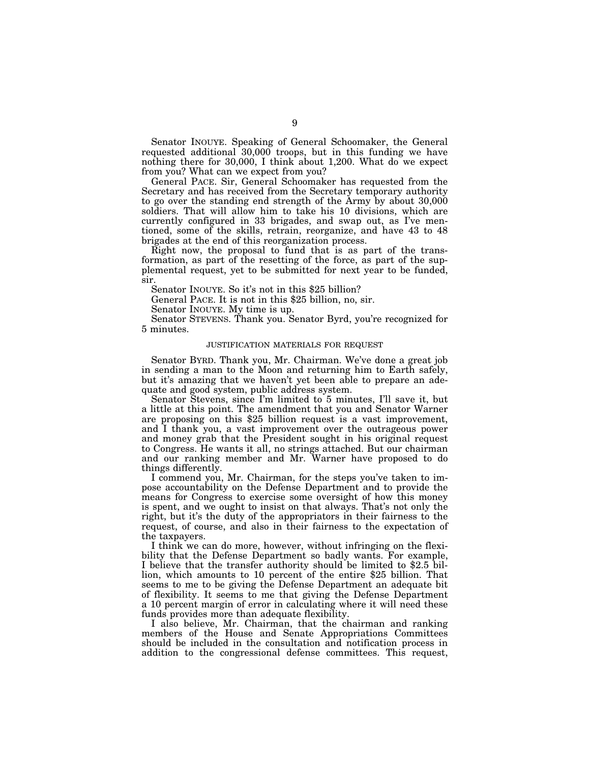Senator INOUYE. Speaking of General Schoomaker, the General requested additional 30,000 troops, but in this funding we have nothing there for 30,000, I think about 1,200. What do we expect from you? What can we expect from you?

General PACE. Sir, General Schoomaker has requested from the Secretary and has received from the Secretary temporary authority to go over the standing end strength of the Army by about 30,000 soldiers. That will allow him to take his 10 divisions, which are currently configured in 33 brigades, and swap out, as I've mentioned, some of the skills, retrain, reorganize, and have 43 to 48 brigades at the end of this reorganization process.

Right now, the proposal to fund that is as part of the transformation, as part of the resetting of the force, as part of the supplemental request, yet to be submitted for next year to be funded, sir.

Senator INOUYE. So it's not in this $25 billion?

General PACE. It is not in this $25 billion, no, sir.

Senator INOUYE. My time is up.

Senator STEVENS. Thank you. Senator Byrd, you're recognized for 5 minutes.

## JUSTIFICATION MATERIALS FOR REQUEST

Senator BYRD. Thank you, Mr. Chairman. We've done a great job in sending a man to the Moon and returning him to Earth safely, but it's amazing that we haven't yet been able to prepare an adequate and good system, public address system.

Senator Stevens, since I'm limited to 5 minutes, I'll save it, but a little at this point. The amendment that you and Senator Warner are proposing on this $25 billion request is a vast improvement, and I thank you, a vast improvement over the outrageous power and money grab that the President sought in his original request to Congress. He wants it all, no strings attached. But our chairman and our ranking member and Mr. Warner have proposed to do things differently.

I commend you, Mr. Chairman, for the steps you've taken to impose accountability on the Defense Department and to provide the means for Congress to exercise some oversight of how this money is spent, and we ought to insist on that always. That's not only the right, but it's the duty of the appropriators in their fairness to the request, of course, and also in their fairness to the expectation of the taxpayers.

I think we can do more, however, without infringing on the flexibility that the Defense Department so badly wants. For example, I believe that the transfer authority should be limited to $2.5 billion, which amounts to 10 percent of the entire $25 billion. That seems to me to be giving the Defense Department an adequate bit of flexibility. It seems to me that giving the Defense Department a 10 percent margin of error in calculating where it will need these funds provides more than adequate flexibility.

I also believe, Mr. Chairman, that the chairman and ranking members of the House and Senate Appropriations Committees should be included in the consultation and notification process in addition to the congressional defense committees. This request,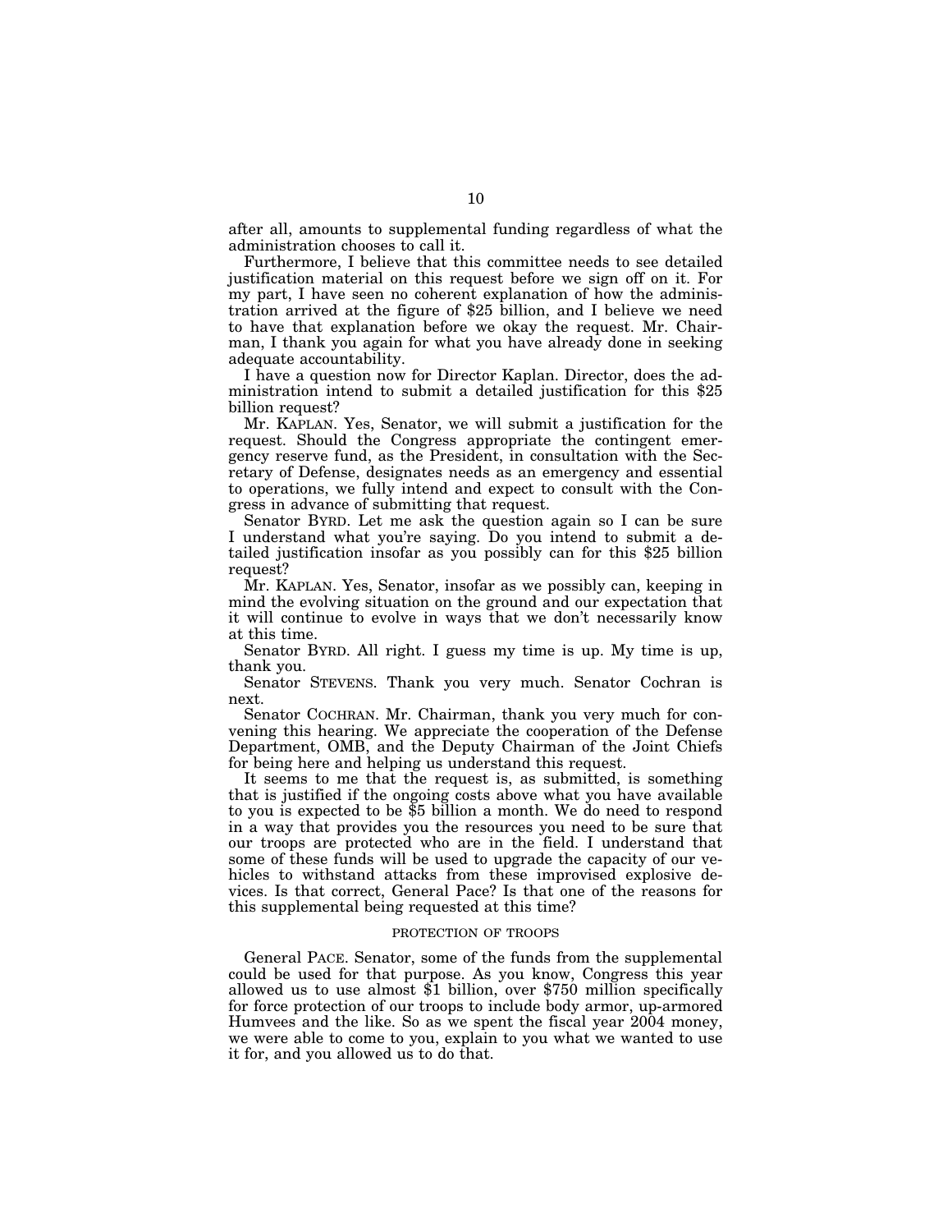after all, amounts to supplemental funding regardless of what the administration chooses to call it.

Furthermore, I believe that this committee needs to see detailed justification material on this request before we sign off on it. For my part, I have seen no coherent explanation of how the administration arrived at the figure of $25 billion, and I believe we need to have that explanation before we okay the request. Mr. Chairman, I thank you again for what you have already done in seeking adequate accountability.

I have a question now for Director Kaplan. Director, does the administration intend to submit a detailed justification for this $25 billion request?

Mr. KAPLAN. Yes, Senator, we will submit a justification for the request. Should the Congress appropriate the contingent emergency reserve fund, as the President, in consultation with the Secretary of Defense, designates needs as an emergency and essential to operations, we fully intend and expect to consult with the Congress in advance of submitting that request.

Senator BYRD. Let me ask the question again so I can be sure I understand what you're saying. Do you intend to submit a detailed justification insofar as you possibly can for this $25 billion request?

Mr. KAPLAN. Yes, Senator, insofar as we possibly can, keeping in mind the evolving situation on the ground and our expectation that it will continue to evolve in ways that we don't necessarily know at this time.

Senator BYRD. All right. I guess my time is up. My time is up, thank you.

Senator STEVENS. Thank you very much. Senator Cochran is next.

Senator COCHRAN. Mr. Chairman, thank you very much for convening this hearing. We appreciate the cooperation of the Defense Department, OMB, and the Deputy Chairman of the Joint Chiefs for being here and helping us understand this request.

It seems to me that the request is, as submitted, is something that is justified if the ongoing costs above what you have available to you is expected to be $5 billion a month. We do need to respond in a way that provides you the resources you need to be sure that our troops are protected who are in the field. I understand that some of these funds will be used to upgrade the capacity of our vehicles to withstand attacks from these improvised explosive devices. Is that correct, General Pace? Is that one of the reasons for this supplemental being requested at this time?

PROTECTION OF TROOPS

General PACE. Senator, some of the funds from the supplemental could be used for that purpose. As you know, Congress this year allowed us to use almost $1 billion, over $750 million specifically for force protection of our troops to include body armor, up-armored Humvees and the like. So as we spent the fiscal year 2004 money, we were able to come to you, explain to you what we wanted to use it for, and you allowed us to do that.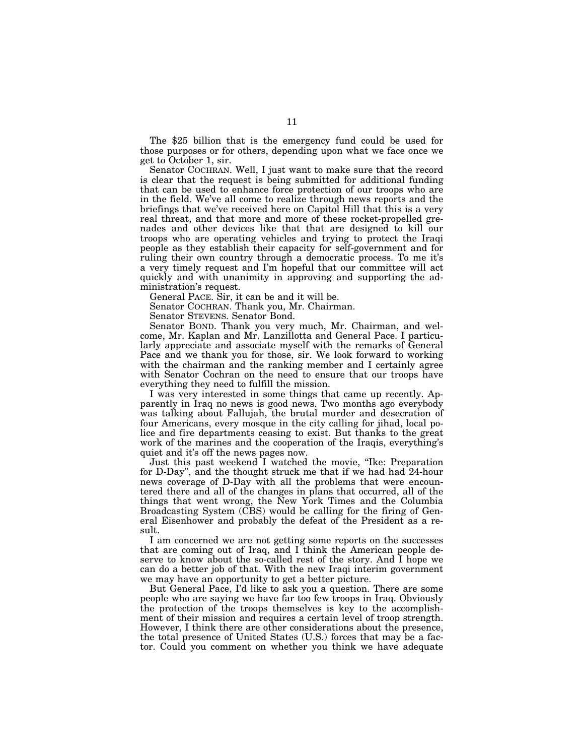The $25 billion that is the emergency fund could be used for those purposes or for others, depending upon what we face once we get to October 1, sir.

Senator COCHRAN. Well, I just want to make sure that the record is clear that the request is being submitted for additional funding that can be used to enhance force protection of our troops who are in the field. We've all come to realize through news reports and the briefings that we've received here on Capitol Hill that this is a very real threat, and that more and more of these rocket-propelled grenades and other devices like that that are designed to kill our troops who are operating vehicles and trying to protect the Iraqi people as they establish their capacity for self-government and for ruling their own country through a democratic process. To me it's a very timely request and I'm hopeful that our committee will act quickly and with unanimity in approving and supporting the administration's request.

General PACE. Sir, it can be and it will be.

Senator COCHRAN. Thank you, Mr. Chairman.

Senator STEVENS. Senator Bond.

Senator BOND. Thank you very much, Mr. Chairman, and welcome, Mr. Kaplan and Mr. Lanzillotta and General Pace. I particularly appreciate and associate myself with the remarks of General Pace and we thank you for those, sir. We look forward to working with the chairman and the ranking member and I certainly agree with Senator Cochran on the need to ensure that our troops have everything they need to fulfill the mission.

I was very interested in some things that came up recently. Apparently in Iraq no news is good news. Two months ago everybody was talking about Fallujah, the brutal murder and desecration of four Americans, every mosque in the city calling for jihad, local police and fire departments ceasing to exist. But thanks to the great work of the marines and the cooperation of the Iraqis, everything's quiet and it's off the news pages now.

Just this past weekend I watched the movie, "Ike: Preparation for D-Day", and the thought struck me that if we had had 24-hour news coverage of D-Day with all the problems that were encountered there and all of the changes in plans that occurred, all of the things that went wrong, the New York Times and the Columbia Broadcasting System (CBS) would be calling for the firing of General Eisenhower and probably the defeat of the President as a result.

I am concerned we are not getting some reports on the successes that are coming out of Iraq, and I think the American people deserve to know about the so-called rest of the story. And I hope we can do a better job of that. With the new Iraqi interim government we may have an opportunity to get a better picture.

But General Pace, I'd like to ask you a question. There are some people who are saying we have far too few troops in Iraq. Obviously the protection of the troops themselves is key to the accomplishment of their mission and requires a certain level of troop strength. However, I think there are other considerations about the presence, the total presence of United States (U.S.) forces that may be a factor. Could you comment on whether you think we have adequate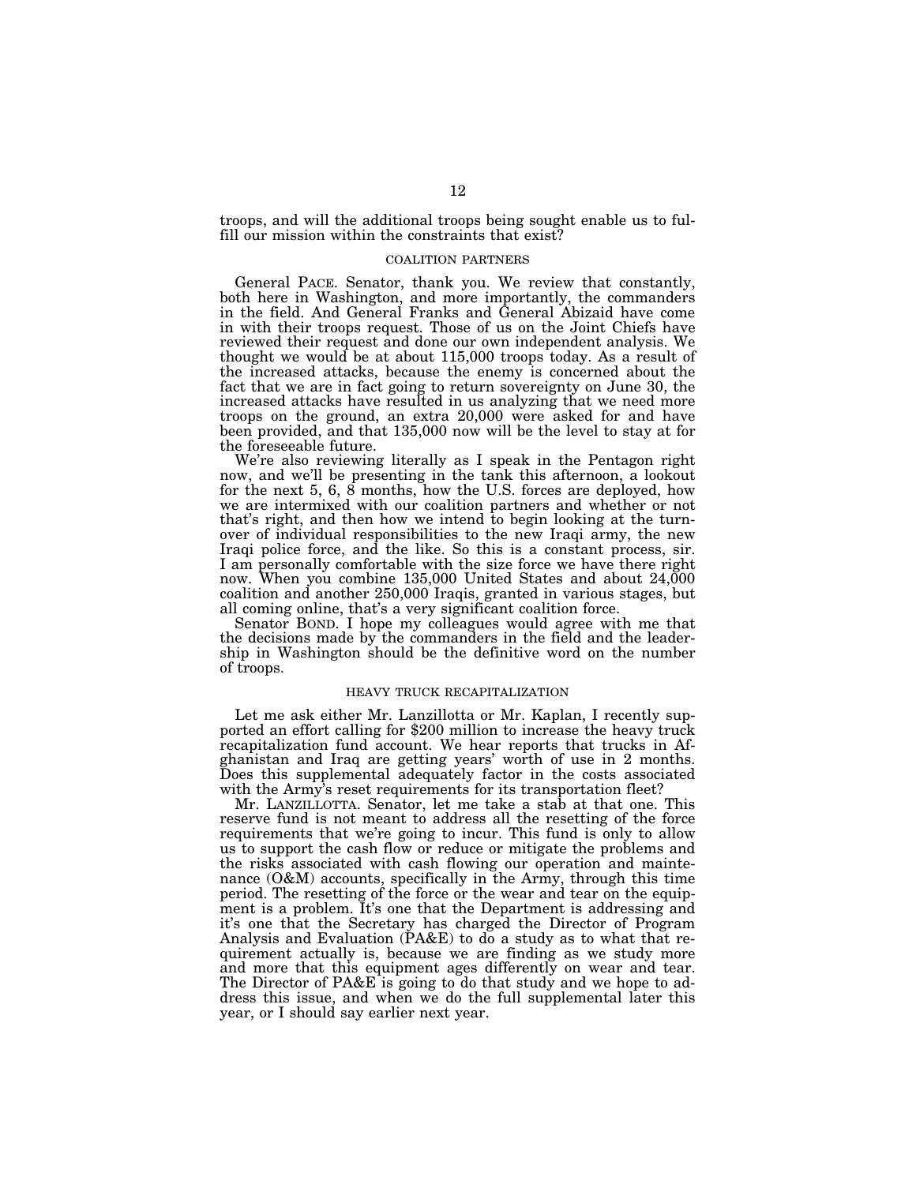troops, and will the additional troops being sought enable us to fulfill our mission within the constraints that exist?

### COALITION PARTNERS

General PACE. Senator, thank you. We review that constantly, both here in Washington, and more importantly, the commanders in the field. And General Franks and General Abizaid have come in with their troops request. Those of us on the Joint Chiefs have reviewed their request and done our own independent analysis. We thought we would be at about 115,000 troops today. As a result of the increased attacks, because the enemy is concerned about the fact that we are in fact going to return sovereignty on June 30, the increased attacks have resulted in us analyzing that we need more troops on the ground, an extra 20,000 were asked for and have been provided, and that 135,000 now will be the level to stay at for the foreseeable future.

We're also reviewing literally as I speak in the Pentagon right now, and we'll be presenting in the tank this afternoon, a lookout for the next 5, 6, 8 months, how the U.S. forces are deployed, how we are intermixed with our coalition partners and whether or not that's right, and then how we intend to begin looking at the turnover of individual responsibilities to the new Iraqi army, the new Iraqi police force, and the like. So this is a constant process, sir. I am personally comfortable with the size force we have there right now. When you combine 135,000 United States and about 24,000 coalition and another 250,000 Iraqis, granted in various stages, but all coming online, that's a very significant coalition force.

Senator BOND. I hope my colleagues would agree with me that the decisions made by the commanders in the field and the leadership in Washington should be the definitive word on the number of troops.

### HEAVY TRUCK RECAPITALIZATION

Let me ask either Mr. Lanzillotta or Mr. Kaplan, I recently supported an effort calling for $200 million to increase the heavy truck recapitalization fund account. We hear reports that trucks in Afghanistan and Iraq are getting years' worth of use in 2 months. Does this supplemental adequately factor in the costs associated with the Army's reset requirements for its transportation fleet?

Mr. LANZILLOTTA. Senator, let me take a stab at that one. This reserve fund is not meant to address all the resetting of the force requirements that we're going to incur. This fund is only to allow us to support the cash flow or reduce or mitigate the problems and the risks associated with cash flowing our operation and maintenance (O&M) accounts, specifically in the Army, through this time period. The resetting of the force or the wear and tear on the equipment is a problem. It's one that the Department is addressing and it's one that the Secretary has charged the Director of Program Analysis and Evaluation (PA&E) to do a study as to what that requirement actually is, because we are finding as we study more and more that this equipment ages differently on wear and tear. The Director of PA&E is going to do that study and we hope to address this issue, and when we do the full supplemental later this year, or I should say earlier next year.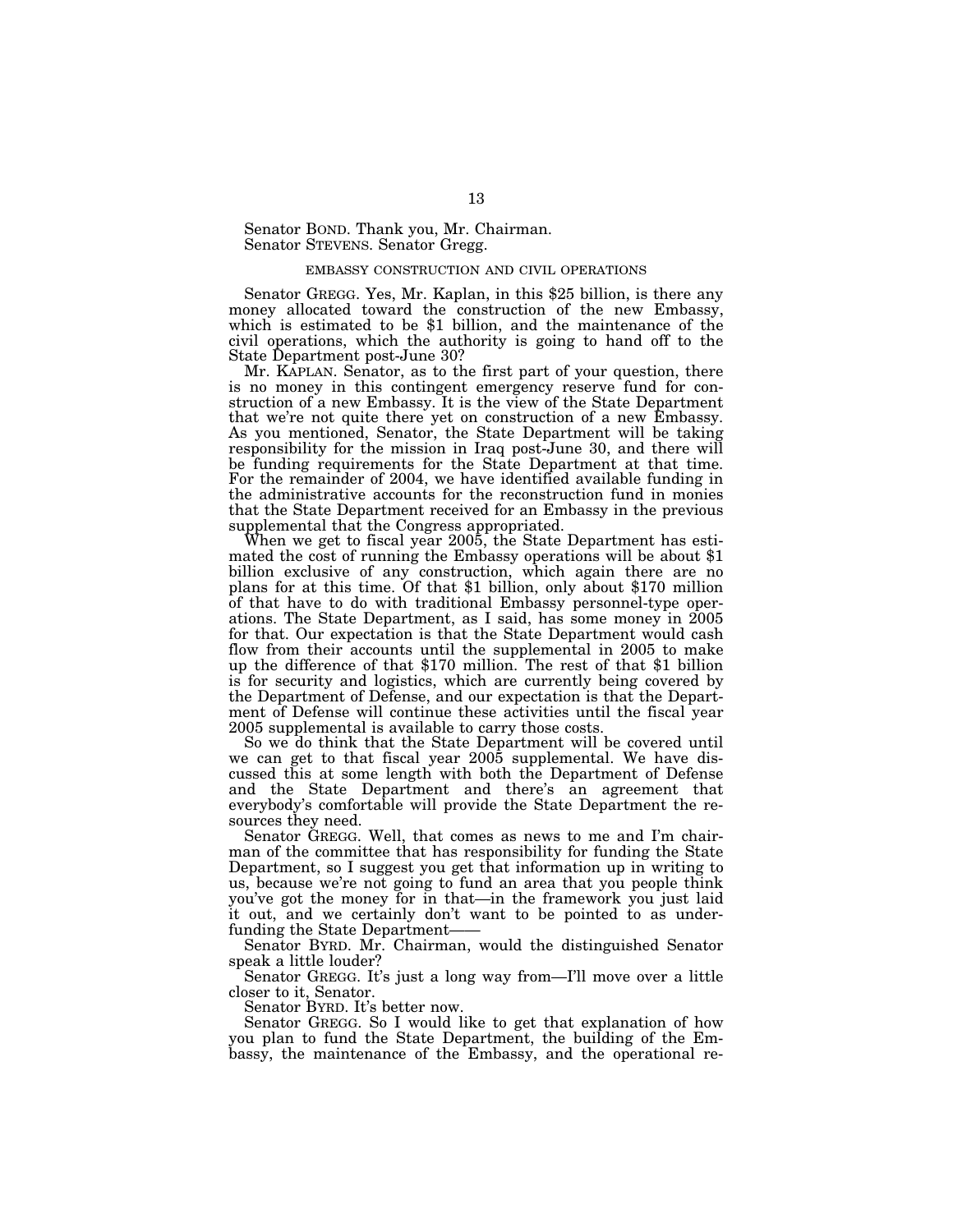Senator BOND. Thank you, Mr. Chairman.

Senator STEVENS. Senator Gregg.

### EMBASSY CONSTRUCTION AND CIVIL OPERATIONS

Senator GREGG. Yes, Mr. Kaplan, in this $25 billion, is there any money allocated toward the construction of the new Embassy, which is estimated to be $1 billion, and the maintenance of the civil operations, which the authority is going to hand off to the State Department post-June 30?

Mr. KAPLAN. Senator, as to the first part of your question, there is no money in this contingent emergency reserve fund for construction of a new Embassy. It is the view of the State Department that we're not quite there yet on construction of a new Embassy. As you mentioned, Senator, the State Department will be taking responsibility for the mission in Iraq post-June 30, and there will be funding requirements for the State Department at that time. For the remainder of 2004, we have identified available funding in the administrative accounts for the reconstruction fund in monies that the State Department received for an Embassy in the previous supplemental that the Congress appropriated.

When we get to fiscal year 2005, the State Department has estimated the cost of running the Embassy operations will be about $1 billion exclusive of any construction, which again there are no plans for at this time. Of that $1 billion, only about $170 million of that have to do with traditional Embassy personnel-type operations. The State Department, as I said, has some money in 2005 for that. Our expectation is that the State Department would cash flow from their accounts until the supplemental in 2005 to make up the difference of that $170 million. The rest of that $1 billion is for security and logistics, which are currently being covered by the Department of Defense, and our expectation is that the Department of Defense will continue these activities until the fiscal year 2005 supplemental is available to carry those costs.

So we do think that the State Department will be covered until we can get to that fiscal year 2005 supplemental. We have discussed this at some length with both the Department of Defense and the State Department and there's an agreement that everybody's comfortable will provide the State Department the resources they need.

Senator GREGG. Well, that comes as news to me and I'm chairman of the committee that has responsibility for funding the State Department, so I suggest you get that information up in writing to us, because we're not going to fund an area that you people think you've got the money for in that—in the framework you just laid it out, and we certainly don't want to be pointed to as underfunding the State Department——

Senator BYRD. Mr. Chairman, would the distinguished Senator speak a little louder?

Senator GREGG. It's just a long way from—I'll move over a little closer to it, Senator.

Senator BYRD. It's better now.

Senator GREGG. So I would like to get that explanation of how you plan to fund the State Department, the building of the Embassy, the maintenance of the Embassy, and the operational re-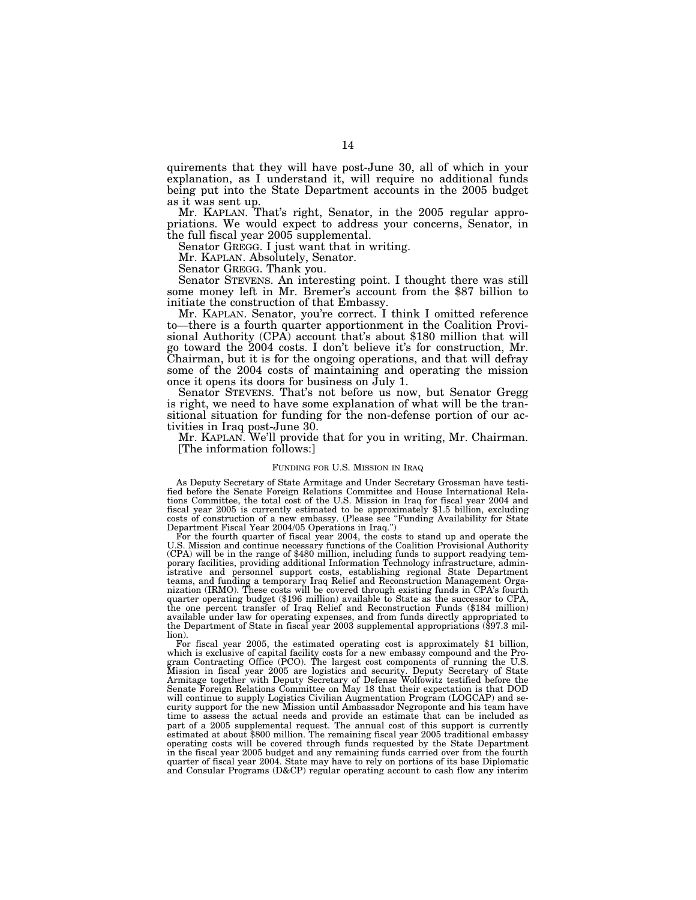quirements that they will have post-June 30, all of which in your explanation, as I understand it, will require no additional funds being put into the State Department accounts in the 2005 budget as it was sent up.

Mr. KAPLAN. That's right, Senator, in the 2005 regular appropriations. We would expect to address your concerns, Senator, in the full fiscal year 2005 supplemental.

Senator GREGG. I just want that in writing.

Mr. KAPLAN. Absolutely, Senator.

Senator GREGG. Thank you.

Senator STEVENS. An interesting point. I thought there was still some money left in Mr. Bremer's account from the $87 billion to initiate the construction of that Embassy.

Mr. KAPLAN. Senator, you're correct. I think I omitted reference to—there is a fourth quarter apportionment in the Coalition Provisional Authority (CPA) account that's about $180 million that will go toward the 2004 costs. I don't believe it's for construction, Mr. Chairman, but it is for the ongoing operations, and that will defray some of the 2004 costs of maintaining and operating the mission once it opens its doors for business on July 1.

Senator STEVENS. That's not before us now, but Senator Gregg is right, we need to have some explanation of what will be the transitional situation for funding for the non-defense portion of our activities in Iraq post-June 30.

Mr. KAPLAN. We'll provide that for you in writing, Mr. Chairman.

[The information follows:]

FUNDING FOR U.S. MISSION IN IRAQ

As Deputy Secretary of State Armitage and Under Secretary Grossman have testified before the Senate Foreign Relations Committee and House International Relations Committee, the total cost of the U.S. Mission in Iraq for fiscal year 2004 and fiscal year 2005 is currently estimated to be approximately $1.5 billion, excluding costs of construction of a new embassy. (Please see "Funding Availability for State Department Fiscal Year 2004/05 Operations in Iraq.")

For the fourth quarter of fiscal year 2004, the costs to stand up and operate the U.S. Mission and continue necessary functions of the Coalition Provisional Authority (CPA) will be in the range of $480 million, including funds to support readying temporary facilities, providing additional Information Technology infrastructure, administrative and personnel support costs, establishing regional State Department teams, and funding a temporary Iraq Relief and Reconstruction Management Organization (IRMO). These costs will be covered through existing funds in CPA's fourth quarter operating budget ($196 million) available to State as the successor to CPA, the one percent transfer of Iraq Relief and Reconstruction Funds ($184 million) available under law for operating expenses, and from funds directly appropriated to the Department of State in fiscal year 2003 supplemental appropriations ($97.3 million).

For fiscal year 2005, the estimated operating cost is approximately $1 billion, which is exclusive of capital facility costs for a new embassy compound and the Program Contracting Office (PCO). The largest cost components of running the U.S. Mission in fiscal year 2005 are logistics and security. Deputy Secretary of State Armitage together with Deputy Secretary of Defense Wolfowitz testified before the Senate Foreign Relations Committee on May 18 that their expectation is that DOD will continue to supply Logistics Civilian Augmentation Program (LOGCAP) and security support for the new Mission until Ambassador Negroponte and his team have time to assess the actual needs and provide an estimate that can be included as part of a 2005 supplemental request. The annual cost of this support is currently estimated at about $800 million. The remaining fiscal year 2005 traditional embassy operating costs will be covered through funds requested by the State Department in the fiscal year 2005 budget and any remaining funds carried over from the fourth quarter of fiscal year 2004. State may have to rely on portions of its base Diplomatic and Consular Programs (D&CP) regular operating account to cash flow any interim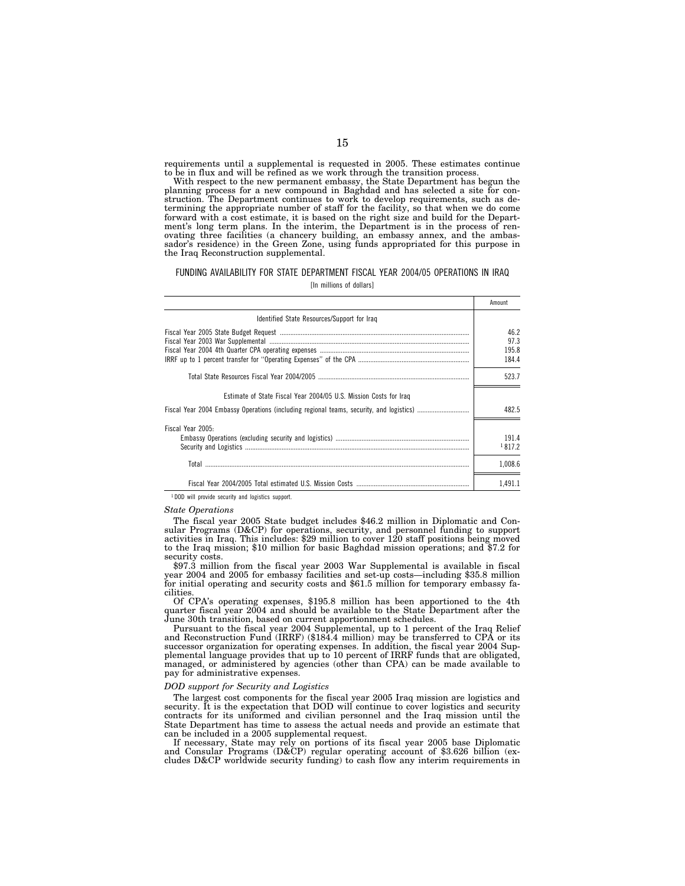requirements until a supplemental is requested in 2005. These estimates continue to be in flux and will be refined as we work through the transition process.

With respect to the new permanent embassy, the State Department has begun the planning process for a new compound in Baghdad and has selected a site for construction. The Department continues to work to develop requirements, such as determining the appropriate number of staff for the facility, so that when we do come forward with a cost estimate, it is based on the right size and build for the Department's long term plans. In the interim, the Department is in the process of renovating three facilities (a chancery building, an embassy annex, and the ambassador's residence) in the Green Zone, using funds appropriated for this purpose in the Iraq Reconstruction supplemental.

FUNDING AVAILABILITY FOR STATE DEPARTMENT FISCAL YEAR 2004/05 OPERATIONS IN IRAQ

[In millions of dollars]

| | Amount |
|---|---|
| Identified State Resources/Support for Iraq | |
| Fiscal Year 2005 State Budget Request | 46.2 |
| Fiscal Year 2003 War Supplemental | 97.3 |
| Fiscal Year 2004 4th Quarter CPA operating expenses | 195.8 |
| IRRF up to 1 percent transfer for ''Operating Expenses'' of the CPA | 184.4 |
| Total State Resources Fiscal Year 2004/2005 | 523.7 |
| Estimate of State Fiscal Year 2004/05 U.S. Mission Costs for Iraq | |
| Fiscal Year 2004 Embassy Operations (including regional teams, security, and logistics) | 482.5 |
| Fiscal Year 2005: | |
| Embassy Operations (excluding security and logistics) | 191.4 |
| Security and Logistics | [1] 817.2 |
| Total | 1,008.6 |
| Fiscal Year 2004/2005 Total estimated U.S. Mission Costs | 1,491.1 |

[1] DOD will provide security and logistics support.

*State Operations*

The fiscal year 2005 State budget includes $46.2 million in Diplomatic and Consular Programs (D&CP) for operations, security, and personnel funding to support activities in Iraq. This includes: $29 million to cover 120 staff positions being moved to the Iraq mission; $10 million for basic Baghdad mission operations; and $7.2 for security costs.

$97.3 million from the fiscal year 2003 War Supplemental is available in fiscal year 2004 and 2005 for embassy facilities and set-up costs—including $35.8 million for initial operating and security costs and $61.5 million for temporary embassy facilities.

Of CPA's operating expenses, $195.8 million has been apportioned to the 4th quarter fiscal year 2004 and should be available to the State Department after the June 30th transition, based on current apportionment schedules.

Pursuant to the fiscal year 2004 Supplemental, up to 1 percent of the Iraq Relief and Reconstruction Fund (IRRF) ($184.4 million) may be transferred to CPA or its successor organization for operating expenses. In addition, the fiscal year 2004 Supplemental language provides that up to 10 percent of IRRF funds that are obligated, managed, or administered by agencies (other than CPA) can be made available to pay for administrative expenses.

*DOD support for Security and Logistics*

The largest cost components for the fiscal year 2005 Iraq mission are logistics and security. It is the expectation that DOD will continue to cover logistics and security contracts for its uniformed and civilian personnel and the Iraq mission until the State Department has time to assess the actual needs and provide an estimate that can be included in a 2005 supplemental request.

If necessary, State may rely on portions of its fiscal year 2005 base Diplomatic and Consular Programs (D&CP) regular operating account of $3.626 billion (excludes D&CP worldwide security funding) to cash flow any interim requirements in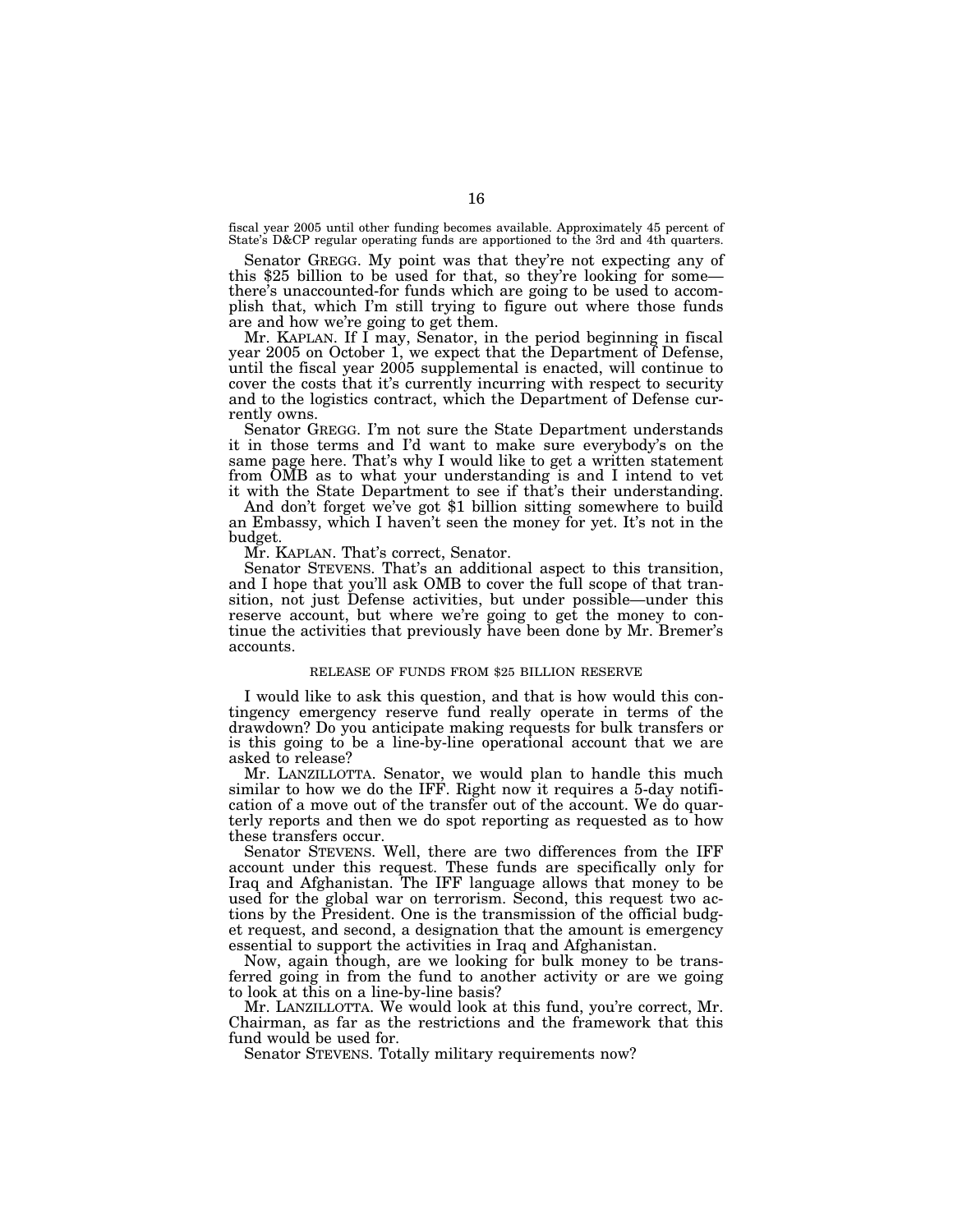fiscal year 2005 until other funding becomes available. Approximately 45 percent of State's D&CP regular operating funds are apportioned to the 3rd and 4th quarters.

Senator GREGG. My point was that they're not expecting any of this $25 billion to be used for that, so they're looking for some— there's unaccounted-for funds which are going to be used to accomplish that, which I'm still trying to figure out where those funds are and how we're going to get them.

Mr. KAPLAN. If I may, Senator, in the period beginning in fiscal year 2005 on October 1, we expect that the Department of Defense, until the fiscal year 2005 supplemental is enacted, will continue to cover the costs that it's currently incurring with respect to security and to the logistics contract, which the Department of Defense currently owns.

Senator GREGG. I'm not sure the State Department understands it in those terms and I'd want to make sure everybody's on the same page here. That's why I would like to get a written statement from OMB as to what your understanding is and I intend to vet it with the State Department to see if that's their understanding.

And don't forget we've got $1 billion sitting somewhere to build an Embassy, which I haven't seen the money for yet. It's not in the budget.

Mr. KAPLAN. That's correct, Senator.

Senator STEVENS. That's an additional aspect to this transition, and I hope that you'll ask OMB to cover the full scope of that transition, not just Defense activities, but under possible—under this reserve account, but where we're going to get the money to continue the activities that previously have been done by Mr. Bremer's accounts.

RELEASE OF FUNDS FROM $25 BILLION RESERVE

I would like to ask this question, and that is how would this contingency emergency reserve fund really operate in terms of the drawdown? Do you anticipate making requests for bulk transfers or is this going to be a line-by-line operational account that we are asked to release?

Mr. LANZILLOTTA. Senator, we would plan to handle this much similar to how we do the IFF. Right now it requires a 5-day notification of a move out of the transfer out of the account. We do quarterly reports and then we do spot reporting as requested as to how these transfers occur.

Senator STEVENS. Well, there are two differences from the IFF account under this request. These funds are specifically only for Iraq and Afghanistan. The IFF language allows that money to be used for the global war on terrorism. Second, this request two actions by the President. One is the transmission of the official budget request, and second, a designation that the amount is emergency essential to support the activities in Iraq and Afghanistan.

Now, again though, are we looking for bulk money to be transferred going in from the fund to another activity or are we going to look at this on a line-by-line basis?

Mr. LANZILLOTTA. We would look at this fund, you're correct, Mr. Chairman, as far as the restrictions and the framework that this fund would be used for.

Senator STEVENS. Totally military requirements now?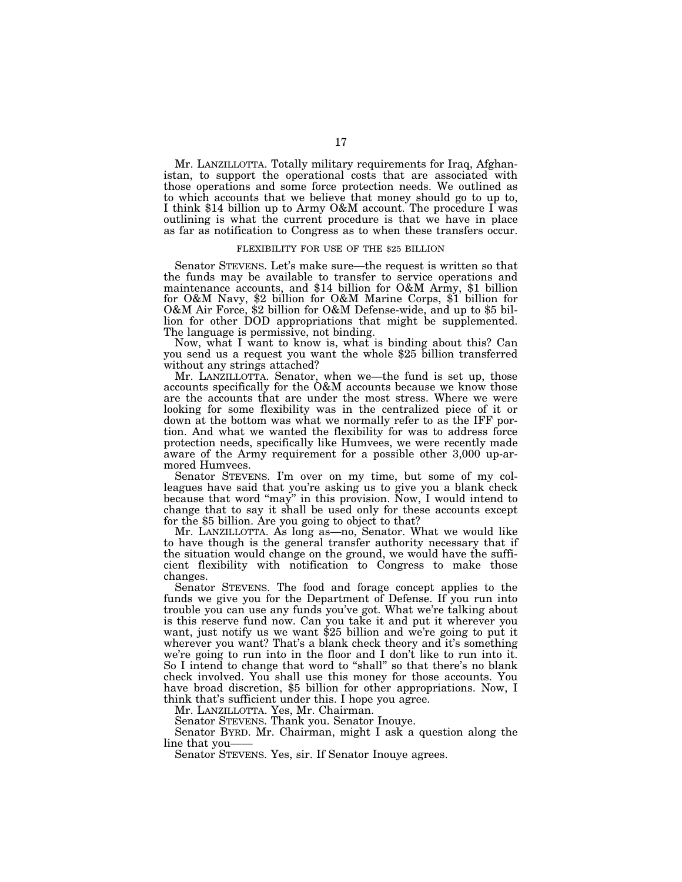Mr. LANZILLOTTA. Totally military requirements for Iraq, Afghanistan, to support the operational costs that are associated with those operations and some force protection needs. We outlined as to which accounts that we believe that money should go to up to, I think $14 billion up to Army O&M account. The procedure I was outlining is what the current procedure is that we have in place as far as notification to Congress as to when these transfers occur.

## FLEXIBILITY FOR USE OF THE $25 BILLION

Senator STEVENS. Let's make sure—the request is written so that the funds may be available to transfer to service operations and maintenance accounts, and $14 billion for O&M Army, $1 billion for O&M Navy, $2 billion for O&M Marine Corps, $1 billion for O&M Air Force, $2 billion for O&M Defense-wide, and up to $5 billion for other DOD appropriations that might be supplemented. The language is permissive, not binding.

Now, what I want to know is, what is binding about this? Can you send us a request you want the whole $25 billion transferred without any strings attached?

Mr. LANZILLOTTA. Senator, when we—the fund is set up, those accounts specifically for the O&M accounts because we know those are the accounts that are under the most stress. Where we were looking for some flexibility was in the centralized piece of it or down at the bottom was what we normally refer to as the IFF portion. And what we wanted the flexibility for was to address force protection needs, specifically like Humvees, we were recently made aware of the Army requirement for a possible other 3,000 up-armored Humvees.

Senator STEVENS. I'm over on my time, but some of my colleagues have said that you're asking us to give you a blank check because that word "may" in this provision. Now, I would intend to change that to say it shall be used only for these accounts except for the $5 billion. Are you going to object to that?

Mr. LANZILLOTTA. As long as—no, Senator. What we would like to have though is the general transfer authority necessary that if the situation would change on the ground, we would have the sufficient flexibility with notification to Congress to make those changes.

Senator STEVENS. The food and forage concept applies to the funds we give you for the Department of Defense. If you run into trouble you can use any funds you've got. What we're talking about is this reserve fund now. Can you take it and put it wherever you want, just notify us we want $25 billion and we're going to put it wherever you want? That's a blank check theory and it's something we're going to run into in the floor and I don't like to run into it. So I intend to change that word to "shall" so that there's no blank check involved. You shall use this money for those accounts. You have broad discretion, $5 billion for other appropriations. Now, I think that's sufficient under this. I hope you agree.

Mr. LANZILLOTTA. Yes, Mr. Chairman.

Senator STEVENS. Thank you. Senator Inouye.

Senator BYRD. Mr. Chairman, might I ask a question along the line that you——

Senator STEVENS. Yes, sir. If Senator Inouye agrees.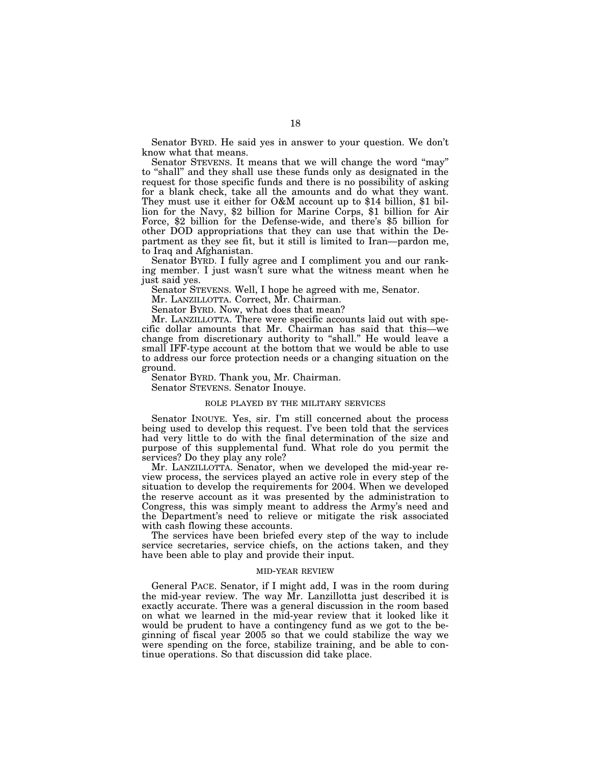Senator BYRD. He said yes in answer to your question. We don't know what that means.

Senator STEVENS. It means that we will change the word "may" to "shall" and they shall use these funds only as designated in the request for those specific funds and there is no possibility of asking for a blank check, take all the amounts and do what they want. They must use it either for O&M account up to $14 billion, $1 billion for the Navy, $2 billion for Marine Corps, $1 billion for Air Force, $2 billion for the Defense-wide, and there's $5 billion for other DOD appropriations that they can use that within the Department as they see fit, but it still is limited to Iran—pardon me, to Iraq and Afghanistan.

Senator BYRD. I fully agree and I compliment you and our ranking member. I just wasn't sure what the witness meant when he just said yes.

Senator STEVENS. Well, I hope he agreed with me, Senator.

Mr. LANZILLOTTA. Correct, Mr. Chairman.

Senator BYRD. Now, what does that mean?

Mr. LANZILLOTTA. There were specific accounts laid out with specific dollar amounts that Mr. Chairman has said that this—we change from discretionary authority to "shall." He would leave a small IFF-type account at the bottom that we would be able to use to address our force protection needs or a changing situation on the ground.

Senator BYRD. Thank you, Mr. Chairman.

Senator STEVENS. Senator Inouye.

## ROLE PLAYED BY THE MILITARY SERVICES

Senator INOUYE. Yes, sir. I'm still concerned about the process being used to develop this request. I've been told that the services had very little to do with the final determination of the size and purpose of this supplemental fund. What role do you permit the services? Do they play any role?

Mr. LANZILLOTTA. Senator, when we developed the mid-year review process, the services played an active role in every step of the situation to develop the requirements for 2004. When we developed the reserve account as it was presented by the administration to Congress, this was simply meant to address the Army's need and the Department's need to relieve or mitigate the risk associated with cash flowing these accounts.

The services have been briefed every step of the way to include service secretaries, service chiefs, on the actions taken, and they have been able to play and provide their input.

## MID-YEAR REVIEW

General PACE. Senator, if I might add, I was in the room during the mid-year review. The way Mr. Lanzillotta just described it is exactly accurate. There was a general discussion in the room based on what we learned in the mid-year review that it looked like it would be prudent to have a contingency fund as we got to the beginning of fiscal year 2005 so that we could stabilize the way we were spending on the force, stabilize training, and be able to continue operations. So that discussion did take place.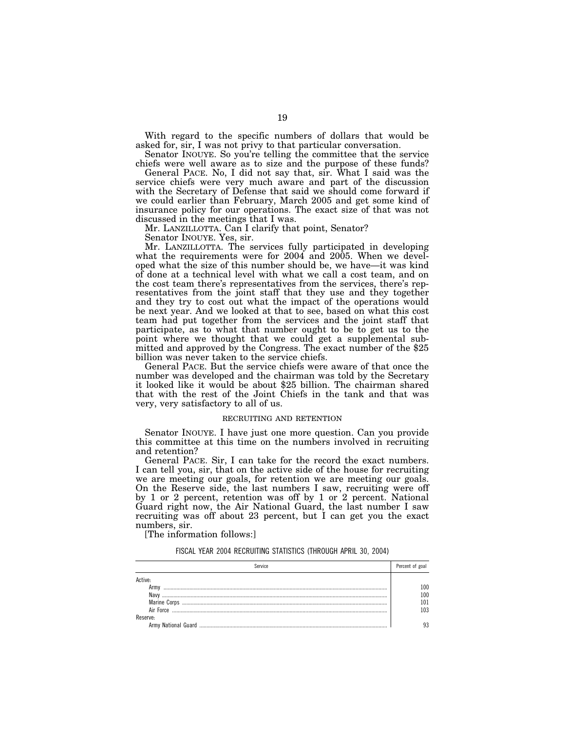With regard to the specific numbers of dollars that would be asked for, sir, I was not privy to that particular conversation.

Senator INOUYE. So you're telling the committee that the service chiefs were well aware as to size and the purpose of these funds?

General PACE. No, I did not say that, sir. What I said was the service chiefs were very much aware and part of the discussion with the Secretary of Defense that said we should come forward if we could earlier than February, March 2005 and get some kind of insurance policy for our operations. The exact size of that was not discussed in the meetings that I was.

Mr. LANZILLOTTA. Can I clarify that point, Senator?

Senator INOUYE. Yes, sir.

Mr. LANZILLOTTA. The services fully participated in developing what the requirements were for 2004 and 2005. When we developed what the size of this number should be, we have—it was kind of done at a technical level with what we call a cost team, and on the cost team there's representatives from the services, there's representatives from the joint staff that they use and they together and they try to cost out what the impact of the operations would be next year. And we looked at that to see, based on what this cost team had put together from the services and the joint staff that participate, as to what that number ought to be to get us to the point where we thought that we could get a supplemental submitted and approved by the Congress. The exact number of the $25 billion was never taken to the service chiefs.

General PACE. But the service chiefs were aware of that once the number was developed and the chairman was told by the Secretary it looked like it would be about $25 billion. The chairman shared that with the rest of the Joint Chiefs in the tank and that was very, very satisfactory to all of us.

## RECRUITING AND RETENTION

Senator INOUYE. I have just one more question. Can you provide this committee at this time on the numbers involved in recruiting and retention?

General PACE. Sir, I can take for the record the exact numbers. I can tell you, sir, that on the active side of the house for recruiting we are meeting our goals, for retention we are meeting our goals. On the Reserve side, the last numbers I saw, recruiting were off by 1 or 2 percent, retention was off by 1 or 2 percent. National Guard right now, the Air National Guard, the last number I saw recruiting was off about 23 percent, but I can get you the exact numbers, sir.

[The information follows:]

FISCAL YEAR 2004 RECRUITING STATISTICS (THROUGH APRIL 30, 2004)

| Service | Percent of goal |
|---|---|
| Active: | |
| Army | 100 |
| Navy | 100 |
| Marine Corps | 101 |
| Air Force | 103 |
| Reserve: | |
| Army National Guard | 93 |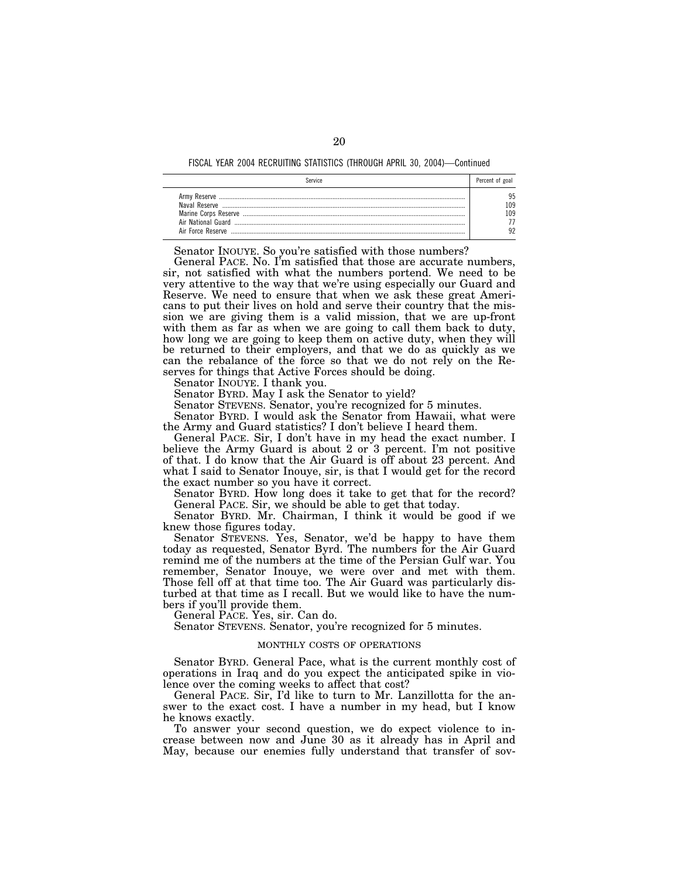FISCAL YEAR 2004 RECRUITING STATISTICS (THROUGH APRIL 30, 2004)—Continued

| Service | Percent of goal |
|---|---|
| Army Reserve | 95 |
| Naval Reserve | 109 |
| Marine Corps Reserve | 109 |
| Air National Guard | 77 |
| Air Force Reserve | 92 |

Senator INOUYE. So you're satisfied with those numbers?

General PACE. No. I'm satisfied that those are accurate numbers, sir, not satisfied with what the numbers portend. We need to be very attentive to the way that we're using especially our Guard and Reserve. We need to ensure that when we ask these great Americans to put their lives on hold and serve their country that the mission we are giving them is a valid mission, that we are up-front with them as far as when we are going to call them back to duty, how long we are going to keep them on active duty, when they will be returned to their employers, and that we do as quickly as we can the rebalance of the force so that we do not rely on the Reserves for things that Active Forces should be doing.

Senator INOUYE. I thank you.

Senator BYRD. May I ask the Senator to yield?

Senator STEVENS. Senator, you're recognized for 5 minutes.

Senator BYRD. I would ask the Senator from Hawaii, what were the Army and Guard statistics? I don't believe I heard them.

General PACE. Sir, I don't have in my head the exact number. I believe the Army Guard is about 2 or 3 percent. I'm not positive of that. I do know that the Air Guard is off about 23 percent. And what I said to Senator Inouye, sir, is that I would get for the record the exact number so you have it correct.

Senator BYRD. How long does it take to get that for the record?

General PACE. Sir, we should be able to get that today.

Senator BYRD. Mr. Chairman, I think it would be good if we knew those figures today.

Senator STEVENS. Yes, Senator, we'd be happy to have them today as requested, Senator Byrd. The numbers for the Air Guard remind me of the numbers at the time of the Persian Gulf war. You remember, Senator Inouye, we were over and met with them. Those fell off at that time too. The Air Guard was particularly disturbed at that time as I recall. But we would like to have the numbers if you'll provide them.

General PACE. Yes, sir. Can do.

Senator STEVENS. Senator, you're recognized for 5 minutes.

## MONTHLY COSTS OF OPERATIONS

Senator BYRD. General Pace, what is the current monthly cost of operations in Iraq and do you expect the anticipated spike in violence over the coming weeks to affect that cost?

General PACE. Sir, I'd like to turn to Mr. Lanzillotta for the answer to the exact cost. I have a number in my head, but I know he knows exactly.

To answer your second question, we do expect violence to increase between now and June 30 as it already has in April and May, because our enemies fully understand that transfer of sov-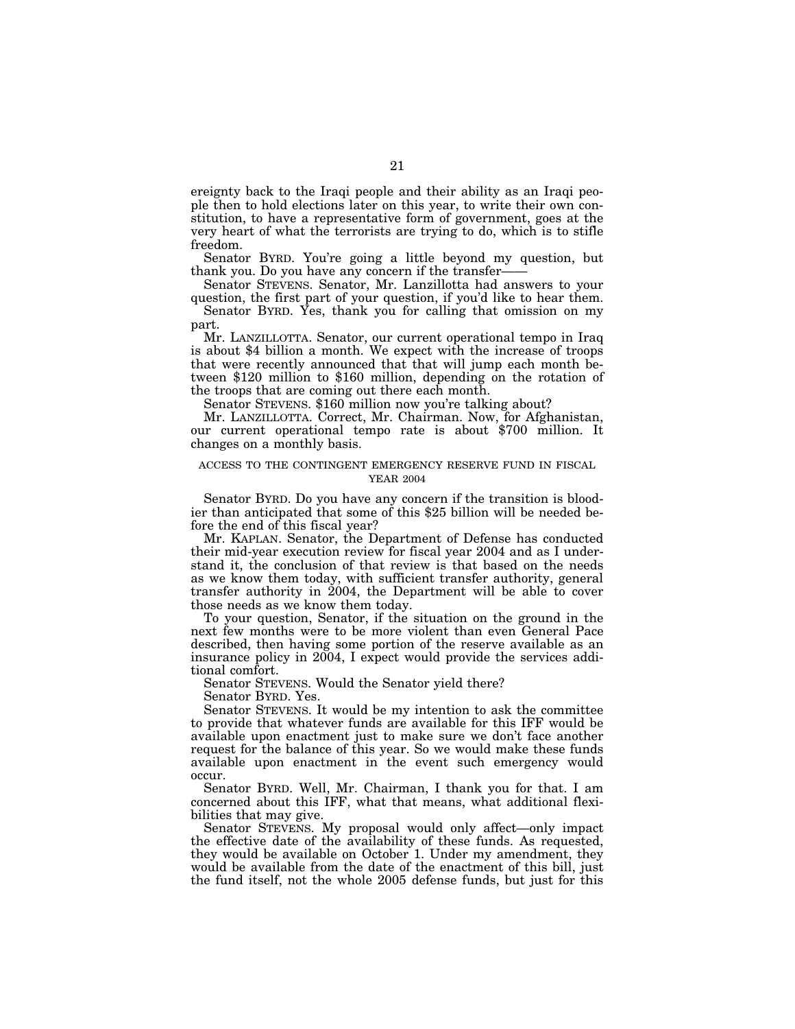ereignty back to the Iraqi people and their ability as an Iraqi people then to hold elections later on this year, to write their own constitution, to have a representative form of government, goes at the very heart of what the terrorists are trying to do, which is to stifle freedom.

Senator BYRD. You're going a little beyond my question, but thank you. Do you have any concern if the transfer——

Senator STEVENS. Senator, Mr. Lanzillotta had answers to your question, the first part of your question, if you'd like to hear them.

Senator BYRD. Yes, thank you for calling that omission on my part.

Mr. LANZILLOTTA. Senator, our current operational tempo in Iraq is about $4 billion a month. We expect with the increase of troops that were recently announced that that will jump each month between $120 million to $160 million, depending on the rotation of the troops that are coming out there each month.

Senator STEVENS. $160 million now you're talking about?

Mr. LANZILLOTTA. Correct, Mr. Chairman. Now, for Afghanistan, our current operational tempo rate is about $700 million. It changes on a monthly basis.

ACCESS TO THE CONTINGENT EMERGENCY RESERVE FUND IN FISCAL YEAR 2004

Senator BYRD. Do you have any concern if the transition is bloodier than anticipated that some of this $25 billion will be needed before the end of this fiscal year?

Mr. KAPLAN. Senator, the Department of Defense has conducted their mid-year execution review for fiscal year 2004 and as I understand it, the conclusion of that review is that based on the needs as we know them today, with sufficient transfer authority, general transfer authority in 2004, the Department will be able to cover those needs as we know them today.

To your question, Senator, if the situation on the ground in the next few months were to be more violent than even General Pace described, then having some portion of the reserve available as an insurance policy in 2004, I expect would provide the services additional comfort.

Senator STEVENS. Would the Senator yield there?

Senator BYRD. Yes.

Senator STEVENS. It would be my intention to ask the committee to provide that whatever funds are available for this IFF would be available upon enactment just to make sure we don't face another request for the balance of this year. So we would make these funds available upon enactment in the event such emergency would occur.

Senator BYRD. Well, Mr. Chairman, I thank you for that. I am concerned about this IFF, what that means, what additional flexibilities that may give.

Senator STEVENS. My proposal would only affect—only impact the effective date of the availability of these funds. As requested, they would be available on October 1. Under my amendment, they would be available from the date of the enactment of this bill, just the fund itself, not the whole 2005 defense funds, but just for this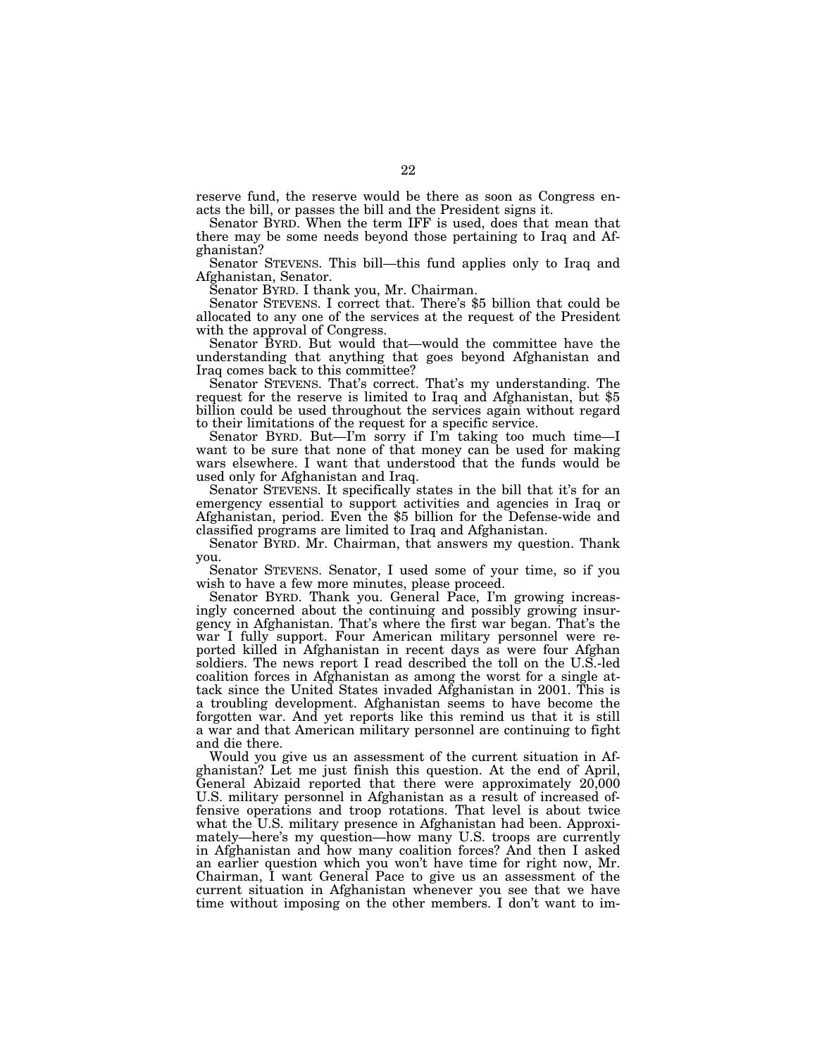reserve fund, the reserve would be there as soon as Congress enacts the bill, or passes the bill and the President signs it.

Senator BYRD. When the term IFF is used, does that mean that there may be some needs beyond those pertaining to Iraq and Afghanistan?

Senator STEVENS. This bill—this fund applies only to Iraq and Afghanistan, Senator.

Senator BYRD. I thank you, Mr. Chairman.

Senator STEVENS. I correct that. There's $5 billion that could be allocated to any one of the services at the request of the President with the approval of Congress.

Senator BYRD. But would that—would the committee have the understanding that anything that goes beyond Afghanistan and Iraq comes back to this committee?

Senator STEVENS. That's correct. That's my understanding. The request for the reserve is limited to Iraq and Afghanistan, but $5 billion could be used throughout the services again without regard to their limitations of the request for a specific service.

Senator BYRD. But—I'm sorry if I'm taking too much time—I want to be sure that none of that money can be used for making wars elsewhere. I want that understood that the funds would be used only for Afghanistan and Iraq.

Senator STEVENS. It specifically states in the bill that it's for an emergency essential to support activities and agencies in Iraq or Afghanistan, period. Even the $5 billion for the Defense-wide and classified programs are limited to Iraq and Afghanistan.

Senator BYRD. Mr. Chairman, that answers my question. Thank you.

Senator STEVENS. Senator, I used some of your time, so if you wish to have a few more minutes, please proceed.

Senator BYRD. Thank you. General Pace, I'm growing increasingly concerned about the continuing and possibly growing insurgency in Afghanistan. That's where the first war began. That's the war I fully support. Four American military personnel were reported killed in Afghanistan in recent days as were four Afghan soldiers. The news report I read described the toll on the U.S.-led coalition forces in Afghanistan as among the worst for a single attack since the United States invaded Afghanistan in 2001. This is a troubling development. Afghanistan seems to have become the forgotten war. And yet reports like this remind us that it is still a war and that American military personnel are continuing to fight and die there.

Would you give us an assessment of the current situation in Afghanistan? Let me just finish this question. At the end of April, General Abizaid reported that there were approximately 20,000 U.S. military personnel in Afghanistan as a result of increased offensive operations and troop rotations. That level is about twice what the U.S. military presence in Afghanistan had been. Approximately—here's my question—how many U.S. troops are currently in Afghanistan and how many coalition forces? And then I asked an earlier question which you won't have time for right now, Mr. Chairman, I want General Pace to give us an assessment of the current situation in Afghanistan whenever you see that we have time without imposing on the other members. I don't want to im-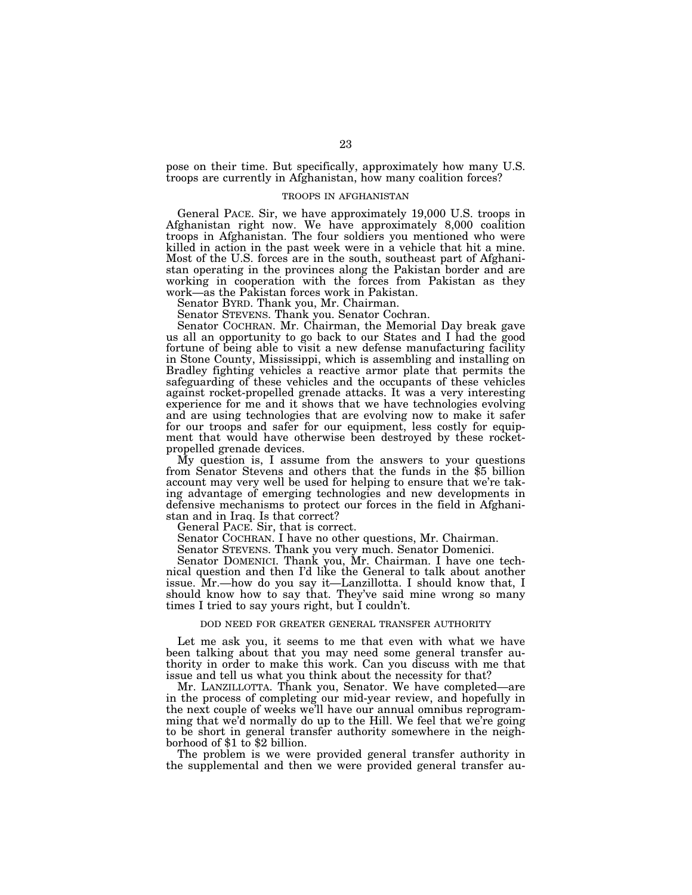pose on their time. But specifically, approximately how many U.S. troops are currently in Afghanistan, how many coalition forces?

### TROOPS IN AFGHANISTAN

General PACE. Sir, we have approximately 19,000 U.S. troops in Afghanistan right now. We have approximately 8,000 coalition troops in Afghanistan. The four soldiers you mentioned who were killed in action in the past week were in a vehicle that hit a mine. Most of the U.S. forces are in the south, southeast part of Afghanistan operating in the provinces along the Pakistan border and are working in cooperation with the forces from Pakistan as they work—as the Pakistan forces work in Pakistan.

Senator BYRD. Thank you, Mr. Chairman.

Senator STEVENS. Thank you. Senator Cochran.

Senator COCHRAN. Mr. Chairman, the Memorial Day break gave us all an opportunity to go back to our States and I had the good fortune of being able to visit a new defense manufacturing facility in Stone County, Mississippi, which is assembling and installing on Bradley fighting vehicles a reactive armor plate that permits the safeguarding of these vehicles and the occupants of these vehicles against rocket-propelled grenade attacks. It was a very interesting experience for me and it shows that we have technologies evolving and are using technologies that are evolving now to make it safer for our troops and safer for our equipment, less costly for equipment that would have otherwise been destroyed by these rocket-propelled grenade devices.

My question is, I assume from the answers to your questions from Senator Stevens and others that the funds in the $5 billion account may very well be used for helping to ensure that we're taking advantage of emerging technologies and new developments in defensive mechanisms to protect our forces in the field in Afghanistan and in Iraq. Is that correct?

General PACE. Sir, that is correct.

Senator COCHRAN. I have no other questions, Mr. Chairman.

Senator STEVENS. Thank you very much. Senator Domenici.

Senator DOMENICI. Thank you, Mr. Chairman. I have one technical question and then I'd like the General to talk about another issue. Mr.—how do you say it—Lanzillotta. I should know that, I should know how to say that. They've said mine wrong so many times I tried to say yours right, but I couldn't.

### DOD NEED FOR GREATER GENERAL TRANSFER AUTHORITY

Let me ask you, it seems to me that even with what we have been talking about that you may need some general transfer authority in order to make this work. Can you discuss with me that issue and tell us what you think about the necessity for that?

Mr. LANZILLOTTA. Thank you, Senator. We have completed—are in the process of completing our mid-year review, and hopefully in the next couple of weeks we'll have our annual omnibus reprogramming that we'd normally do up to the Hill. We feel that we're going to be short in general transfer authority somewhere in the neighborhood of $1 to $2 billion.

The problem is we were provided general transfer authority in the supplemental and then we were provided general transfer au-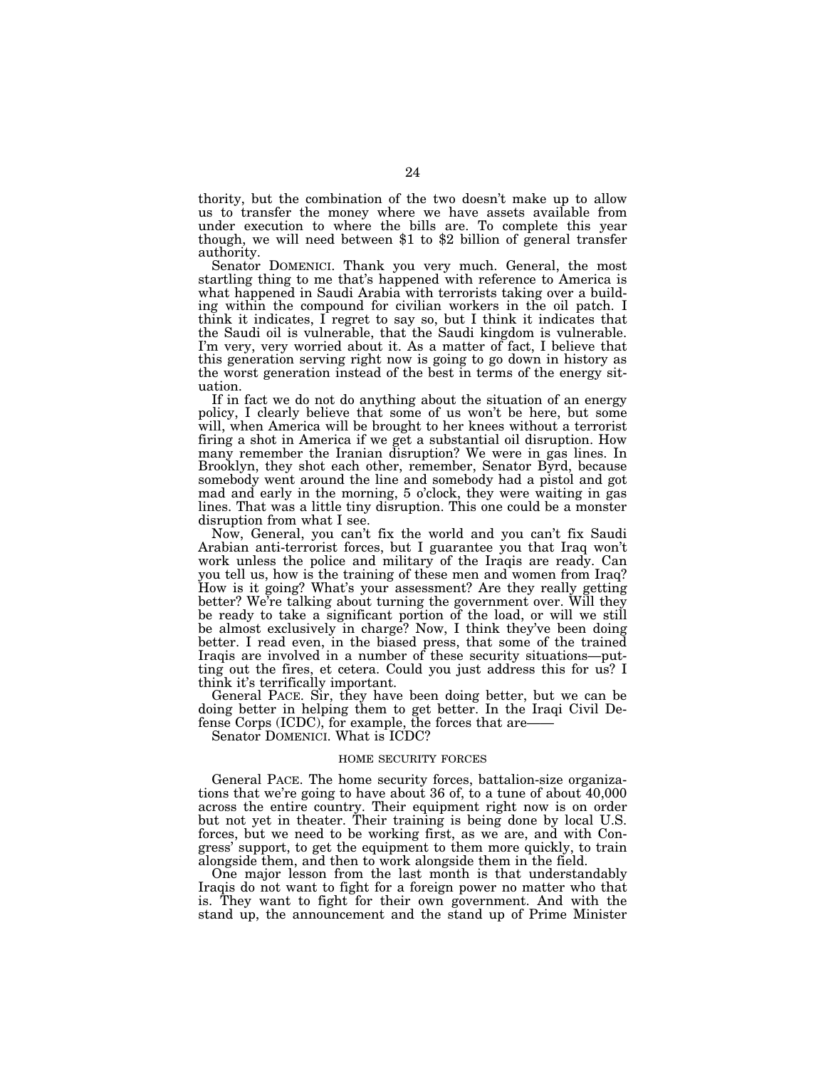thority, but the combination of the two doesn't make up to allow us to transfer the money where we have assets available from under execution to where the bills are. To complete this year though, we will need between $1 to $2 billion of general transfer authority.

Senator DOMENICI. Thank you very much. General, the most startling thing to me that's happened with reference to America is what happened in Saudi Arabia with terrorists taking over a building within the compound for civilian workers in the oil patch. I think it indicates, I regret to say so, but I think it indicates that the Saudi oil is vulnerable, that the Saudi kingdom is vulnerable. I'm very, very worried about it. As a matter of fact, I believe that this generation serving right now is going to go down in history as the worst generation instead of the best in terms of the energy situation.

If in fact we do not do anything about the situation of an energy policy, I clearly believe that some of us won't be here, but some will, when America will be brought to her knees without a terrorist firing a shot in America if we get a substantial oil disruption. How many remember the Iranian disruption? We were in gas lines. In Brooklyn, they shot each other, remember, Senator Byrd, because somebody went around the line and somebody had a pistol and got mad and early in the morning, 5 o'clock, they were waiting in gas lines. That was a little tiny disruption. This one could be a monster disruption from what I see.

Now, General, you can't fix the world and you can't fix Saudi Arabian anti-terrorist forces, but I guarantee you that Iraq won't work unless the police and military of the Iraqis are ready. Can you tell us, how is the training of these men and women from Iraq? How is it going? What's your assessment? Are they really getting better? We're talking about turning the government over. Will they be ready to take a significant portion of the load, or will we still be almost exclusively in charge? Now, I think they've been doing better. I read even, in the biased press, that some of the trained Iraqis are involved in a number of these security situations—putting out the fires, et cetera. Could you just address this for us? I think it's terrifically important.

General PACE. Sir, they have been doing better, but we can be doing better in helping them to get better. In the Iraqi Civil Defense Corps (ICDC), for example, the forces that are——

Senator DOMENICI. What is ICDC?

## HOME SECURITY FORCES

General PACE. The home security forces, battalion-size organizations that we're going to have about 36 of, to a tune of about 40,000 across the entire country. Their equipment right now is on order but not yet in theater. Their training is being done by local U.S. forces, but we need to be working first, as we are, and with Congress' support, to get the equipment to them more quickly, to train alongside them, and then to work alongside them in the field.

One major lesson from the last month is that understandably Iraqis do not want to fight for a foreign power no matter who that is. They want to fight for their own government. And with the stand up, the announcement and the stand up of Prime Minister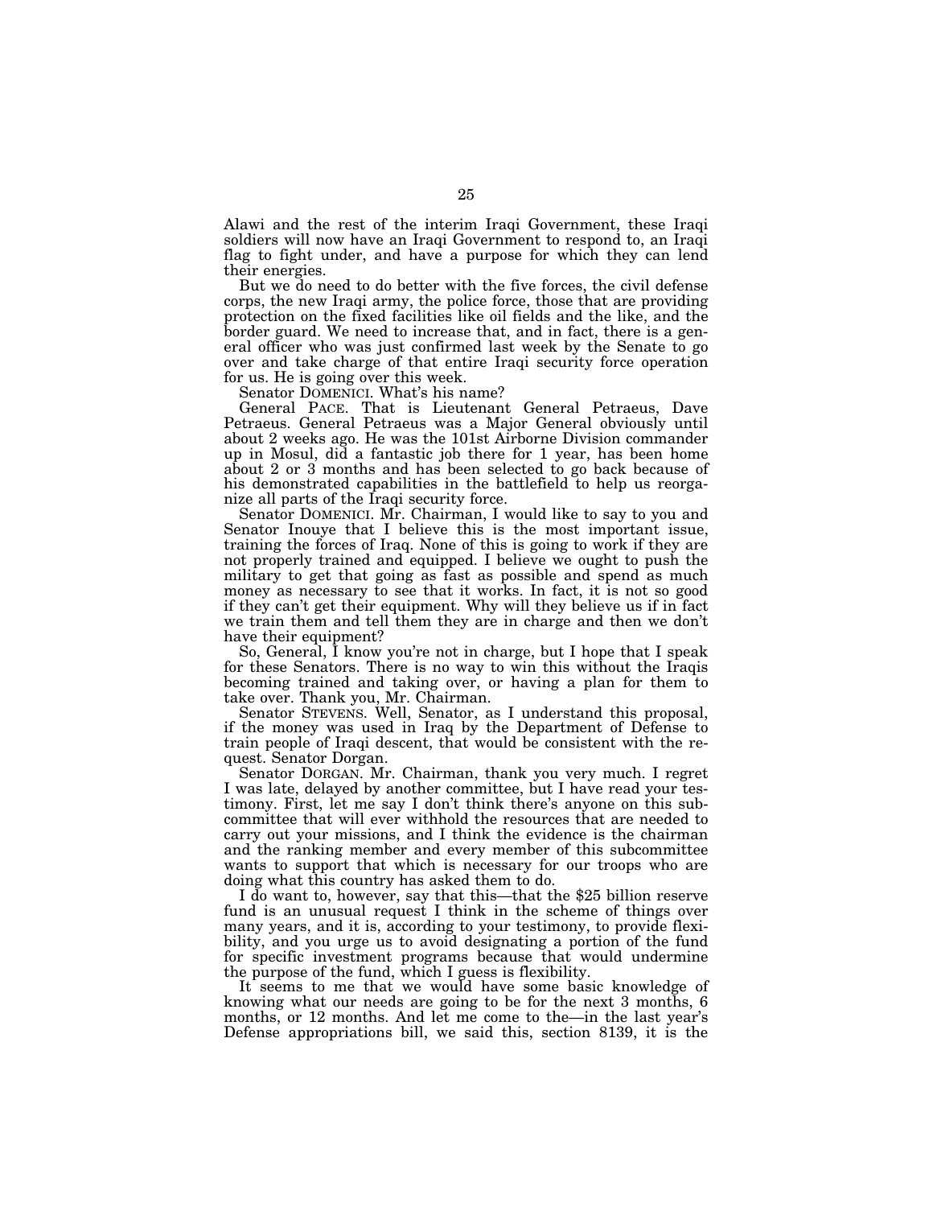Alawi and the rest of the interim Iraqi Government, these Iraqi soldiers will now have an Iraqi Government to respond to, an Iraqi flag to fight under, and have a purpose for which they can lend their energies.

But we do need to do better with the five forces, the civil defense corps, the new Iraqi army, the police force, those that are providing protection on the fixed facilities like oil fields and the like, and the border guard. We need to increase that, and in fact, there is a general officer who was just confirmed last week by the Senate to go over and take charge of that entire Iraqi security force operation for us. He is going over this week.

Senator DOMENICI. What's his name?

General PACE. That is Lieutenant General Petraeus, Dave Petraeus. General Petraeus was a Major General obviously until about 2 weeks ago. He was the 101st Airborne Division commander up in Mosul, did a fantastic job there for 1 year, has been home about 2 or 3 months and has been selected to go back because of his demonstrated capabilities in the battlefield to help us reorganize all parts of the Iraqi security force.

Senator DOMENICI. Mr. Chairman, I would like to say to you and Senator Inouye that I believe this is the most important issue, training the forces of Iraq. None of this is going to work if they are not properly trained and equipped. I believe we ought to push the military to get that going as fast as possible and spend as much money as necessary to see that it works. In fact, it is not so good if they can't get their equipment. Why will they believe us if in fact we train them and tell them they are in charge and then we don't have their equipment?

So, General, I know you're not in charge, but I hope that I speak for these Senators. There is no way to win this without the Iraqis becoming trained and taking over, or having a plan for them to take over. Thank you, Mr. Chairman.

Senator STEVENS. Well, Senator, as I understand this proposal, if the money was used in Iraq by the Department of Defense to train people of Iraqi descent, that would be consistent with the request. Senator Dorgan.

Senator DORGAN. Mr. Chairman, thank you very much. I regret I was late, delayed by another committee, but I have read your testimony. First, let me say I don't think there's anyone on this subcommittee that will ever withhold the resources that are needed to carry out your missions, and I think the evidence is the chairman and the ranking member and every member of this subcommittee wants to support that which is necessary for our troops who are doing what this country has asked them to do.

I do want to, however, say that this—that the $25 billion reserve fund is an unusual request I think in the scheme of things over many years, and it is, according to your testimony, to provide flexibility, and you urge us to avoid designating a portion of the fund for specific investment programs because that would undermine the purpose of the fund, which I guess is flexibility.

It seems to me that we would have some basic knowledge of knowing what our needs are going to be for the next 3 months, 6 months, or 12 months. And let me come to the—in the last year's Defense appropriations bill, we said this, section 8139, it is the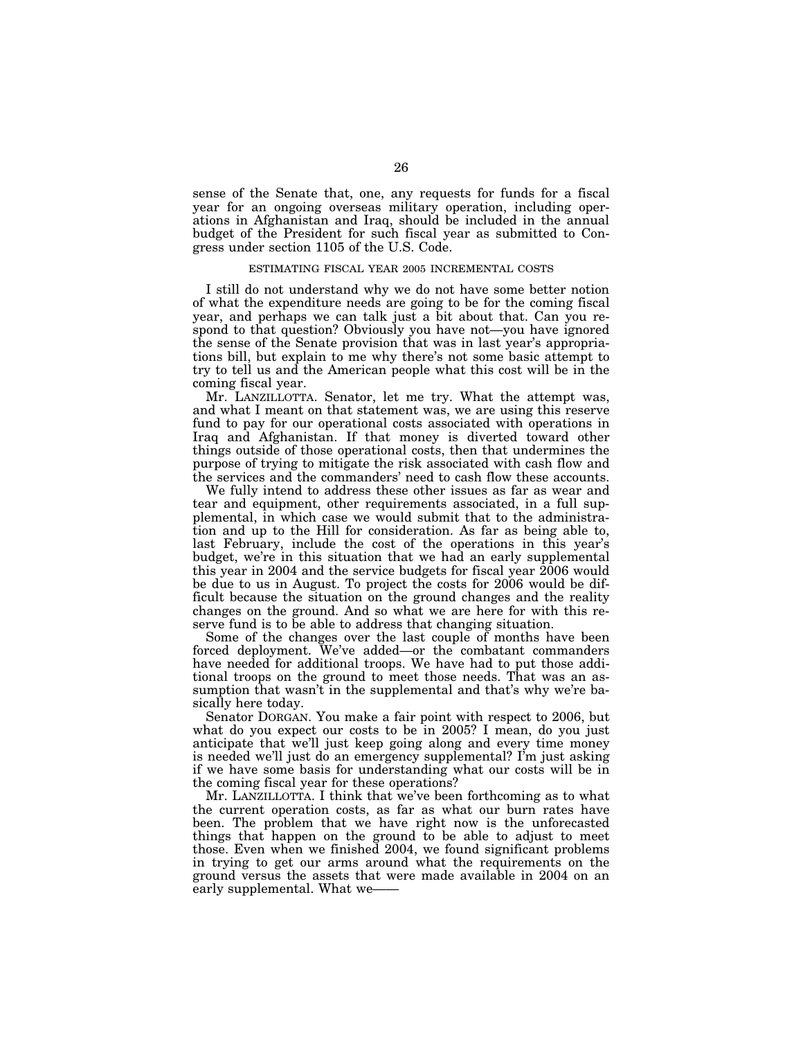sense of the Senate that, one, any requests for funds for a fiscal year for an ongoing overseas military operation, including operations in Afghanistan and Iraq, should be included in the annual budget of the President for such fiscal year as submitted to Congress under section 1105 of the U.S. Code.

### ESTIMATING FISCAL YEAR 2005 INCREMENTAL COSTS

I still do not understand why we do not have some better notion of what the expenditure needs are going to be for the coming fiscal year, and perhaps we can talk just a bit about that. Can you respond to that question? Obviously you have not—you have ignored the sense of the Senate provision that was in last year's appropriations bill, but explain to me why there's not some basic attempt to try to tell us and the American people what this cost will be in the coming fiscal year.

Mr. LANZILLOTTA. Senator, let me try. What the attempt was, and what I meant on that statement was, we are using this reserve fund to pay for our operational costs associated with operations in Iraq and Afghanistan. If that money is diverted toward other things outside of those operational costs, then that undermines the purpose of trying to mitigate the risk associated with cash flow and the services and the commanders' need to cash flow these accounts.

We fully intend to address these other issues as far as wear and tear and equipment, other requirements associated, in a full supplemental, in which case we would submit that to the administration and up to the Hill for consideration. As far as being able to, last February, include the cost of the operations in this year's budget, we're in this situation that we had an early supplemental this year in 2004 and the service budgets for fiscal year 2006 would be due to us in August. To project the costs for 2006 would be difficult because the situation on the ground changes and the reality changes on the ground. And so what we are here for with this reserve fund is to be able to address that changing situation.

Some of the changes over the last couple of months have been forced deployment. We've added—or the combatant commanders have needed for additional troops. We have had to put those additional troops on the ground to meet those needs. That was an assumption that wasn't in the supplemental and that's why we're basically here today.

Senator DORGAN. You make a fair point with respect to 2006, but what do you expect our costs to be in 2005? I mean, do you just anticipate that we'll just keep going along and every time money is needed we'll just do an emergency supplemental? I'm just asking if we have some basis for understanding what our costs will be in the coming fiscal year for these operations?

Mr. LANZILLOTTA. I think that we've been forthcoming as to what the current operation costs, as far as what our burn rates have been. The problem that we have right now is the unforecasted things that happen on the ground to be able to adjust to meet those. Even when we finished 2004, we found significant problems in trying to get our arms around what the requirements on the ground versus the assets that were made available in 2004 on an early supplemental. What we——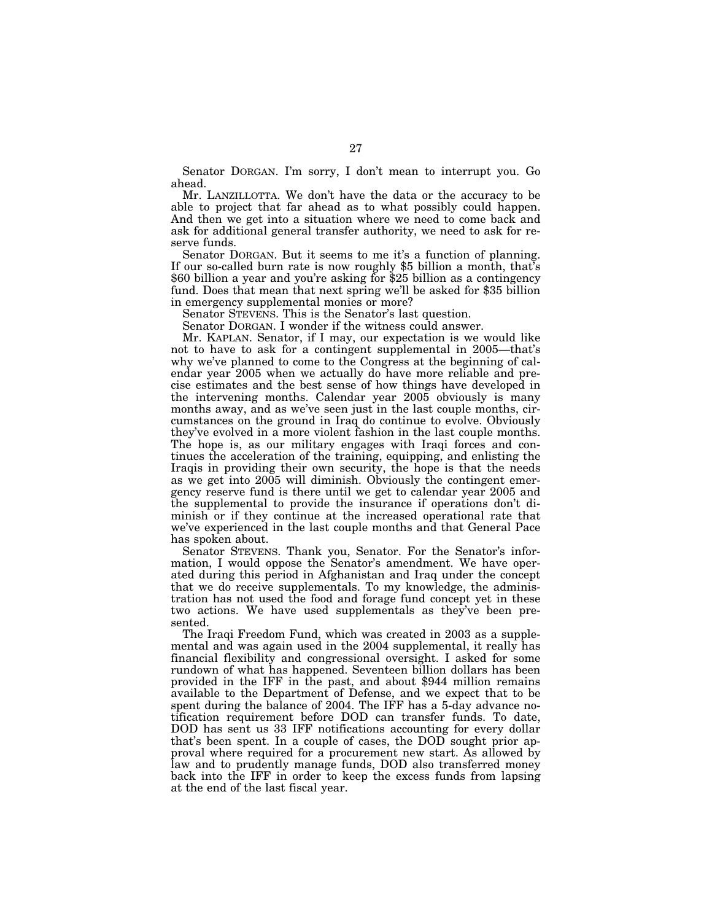Senator DORGAN. I'm sorry, I don't mean to interrupt you. Go ahead.

Mr. LANZILLOTTA. We don't have the data or the accuracy to be able to project that far ahead as to what possibly could happen. And then we get into a situation where we need to come back and ask for additional general transfer authority, we need to ask for reserve funds.

Senator DORGAN. But it seems to me it's a function of planning. If our so-called burn rate is now roughly $5 billion a month, that's $60 billion a year and you're asking for $25 billion as a contingency fund. Does that mean that next spring we'll be asked for $35 billion in emergency supplemental monies or more?

Senator STEVENS. This is the Senator's last question.

Senator DORGAN. I wonder if the witness could answer.

Mr. KAPLAN. Senator, if I may, our expectation is we would like not to have to ask for a contingent supplemental in 2005—that's why we've planned to come to the Congress at the beginning of calendar year 2005 when we actually do have more reliable and precise estimates and the best sense of how things have developed in the intervening months. Calendar year 2005 obviously is many months away, and as we've seen just in the last couple months, circumstances on the ground in Iraq do continue to evolve. Obviously they've evolved in a more violent fashion in the last couple months. The hope is, as our military engages with Iraqi forces and continues the acceleration of the training, equipping, and enlisting the Iraqis in providing their own security, the hope is that the needs as we get into 2005 will diminish. Obviously the contingent emergency reserve fund is there until we get to calendar year 2005 and the supplemental to provide the insurance if operations don't diminish or if they continue at the increased operational rate that we've experienced in the last couple months and that General Pace has spoken about.

Senator STEVENS. Thank you, Senator. For the Senator's information, I would oppose the Senator's amendment. We have operated during this period in Afghanistan and Iraq under the concept that we do receive supplementals. To my knowledge, the administration has not used the food and forage fund concept yet in these two actions. We have used supplementals as they've been presented.

The Iraqi Freedom Fund, which was created in 2003 as a supplemental and was again used in the 2004 supplemental, it really has financial flexibility and congressional oversight. I asked for some rundown of what has happened. Seventeen billion dollars has been provided in the IFF in the past, and about $944 million remains available to the Department of Defense, and we expect that to be spent during the balance of 2004. The IFF has a 5-day advance notification requirement before DOD can transfer funds. To date, DOD has sent us 33 IFF notifications accounting for every dollar that's been spent. In a couple of cases, the DOD sought prior approval where required for a procurement new start. As allowed by law and to prudently manage funds, DOD also transferred money back into the IFF in order to keep the excess funds from lapsing at the end of the last fiscal year.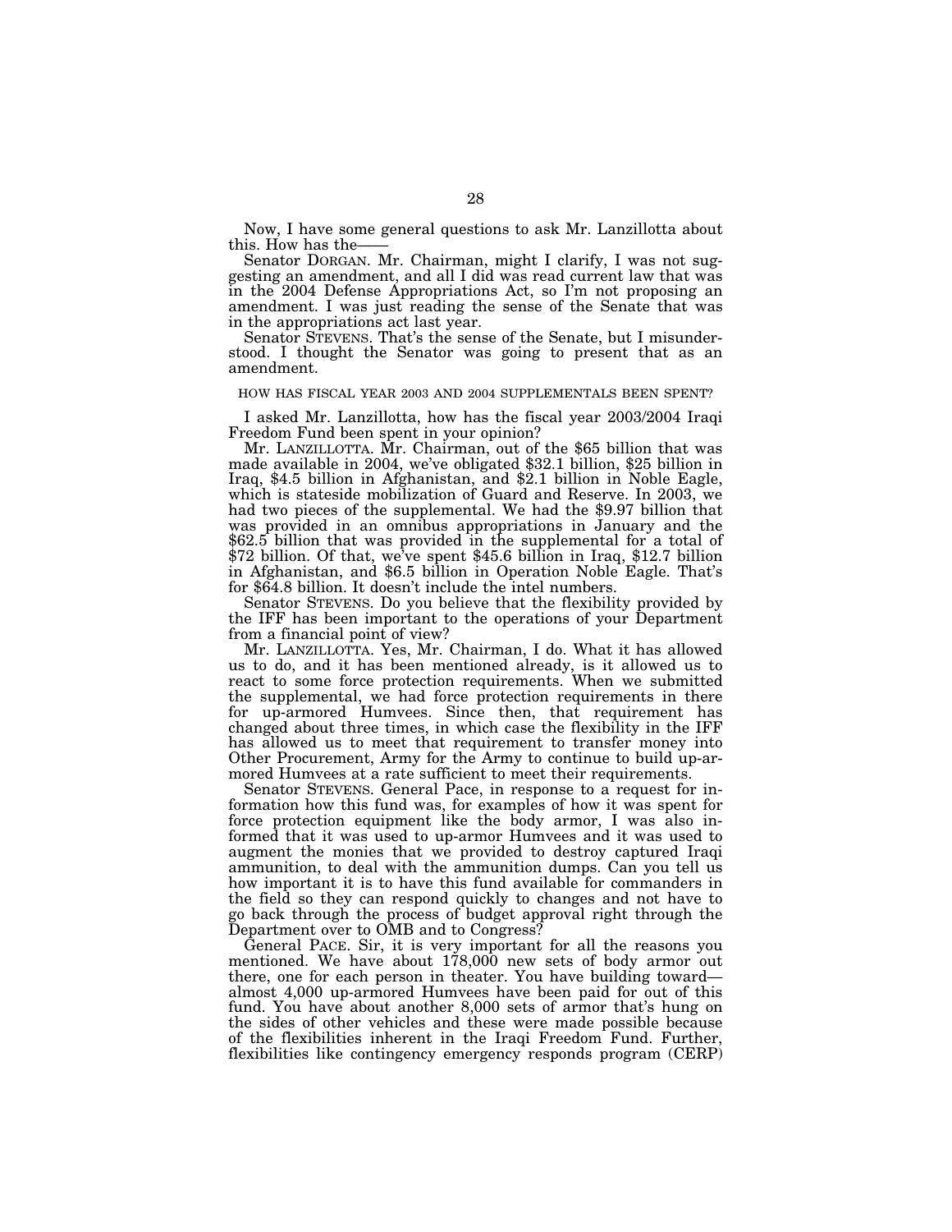Now, I have some general questions to ask Mr. Lanzillotta about this. How has the——

Senator DORGAN. Mr. Chairman, might I clarify, I was not suggesting an amendment, and all I did was read current law that was in the 2004 Defense Appropriations Act, so I'm not proposing an amendment. I was just reading the sense of the Senate that was in the appropriations act last year.

Senator STEVENS. That's the sense of the Senate, but I misunderstood. I thought the Senator was going to present that as an amendment.

## HOW HAS FISCAL YEAR 2003 AND 2004 SUPPLEMENTALS BEEN SPENT?

I asked Mr. Lanzillotta, how has the fiscal year 2003/2004 Iraqi Freedom Fund been spent in your opinion?

Mr. LANZILLOTTA. Mr. Chairman, out of the $65 billion that was made available in 2004, we've obligated $32.1 billion, $25 billion in Iraq, $4.5 billion in Afghanistan, and $2.1 billion in Noble Eagle, which is stateside mobilization of Guard and Reserve. In 2003, we had two pieces of the supplemental. We had the $9.97 billion that was provided in an omnibus appropriations in January and the $62.5 billion that was provided in the supplemental for a total of $72 billion. Of that, we've spent $45.6 billion in Iraq, $12.7 billion in Afghanistan, and $6.5 billion in Operation Noble Eagle. That's for $64.8 billion. It doesn't include the intel numbers.

Senator STEVENS. Do you believe that the flexibility provided by the IFF has been important to the operations of your Department from a financial point of view?

Mr. LANZILLOTTA. Yes, Mr. Chairman, I do. What it has allowed us to do, and it has been mentioned already, is it allowed us to react to some force protection requirements. When we submitted the supplemental, we had force protection requirements in there for up-armored Humvees. Since then, that requirement has changed about three times, in which case the flexibility in the IFF has allowed us to meet that requirement to transfer money into Other Procurement, Army for the Army to continue to build up-armored Humvees at a rate sufficient to meet their requirements.

Senator STEVENS. General Pace, in response to a request for information how this fund was, for examples of how it was spent for force protection equipment like the body armor, I was also informed that it was used to up-armor Humvees and it was used to augment the monies that we provided to destroy captured Iraqi ammunition, to deal with the ammunition dumps. Can you tell us how important it is to have this fund available for commanders in the field so they can respond quickly to changes and not have to go back through the process of budget approval right through the Department over to OMB and to Congress?

General PACE. Sir, it is very important for all the reasons you mentioned. We have about 178,000 new sets of body armor out there, one for each person in theater. You have building toward— almost 4,000 up-armored Humvees have been paid for out of this fund. You have about another 8,000 sets of armor that's hung on the sides of other vehicles and these were made possible because of the flexibilities inherent in the Iraqi Freedom Fund. Further, flexibilities like contingency emergency responds program (CERP)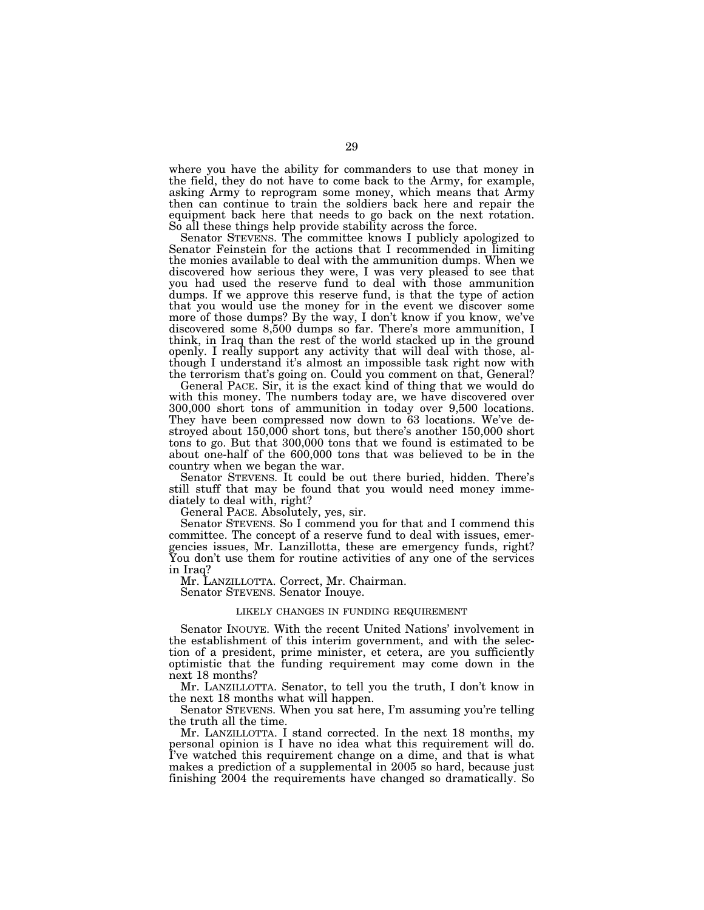where you have the ability for commanders to use that money in the field, they do not have to come back to the Army, for example, asking Army to reprogram some money, which means that Army then can continue to train the soldiers back here and repair the equipment back here that needs to go back on the next rotation. So all these things help provide stability across the force.

Senator STEVENS. The committee knows I publicly apologized to Senator Feinstein for the actions that I recommended in limiting the monies available to deal with the ammunition dumps. When we discovered how serious they were, I was very pleased to see that you had used the reserve fund to deal with those ammunition dumps. If we approve this reserve fund, is that the type of action that you would use the money for in the event we discover some more of those dumps? By the way, I don't know if you know, we've discovered some 8,500 dumps so far. There's more ammunition, I think, in Iraq than the rest of the world stacked up in the ground openly. I really support any activity that will deal with those, although I understand it's almost an impossible task right now with the terrorism that's going on. Could you comment on that, General?

General PACE. Sir, it is the exact kind of thing that we would do with this money. The numbers today are, we have discovered over 300,000 short tons of ammunition in today over 9,500 locations. They have been compressed now down to 63 locations. We've destroyed about 150,000 short tons, but there's another 150,000 short tons to go. But that 300,000 tons that we found is estimated to be about one-half of the 600,000 tons that was believed to be in the country when we began the war.

Senator STEVENS. It could be out there buried, hidden. There's still stuff that may be found that you would need money immediately to deal with, right?

General PACE. Absolutely, yes, sir.

Senator STEVENS. So I commend you for that and I commend this committee. The concept of a reserve fund to deal with issues, emergencies issues, Mr. Lanzillotta, these are emergency funds, right? You don't use them for routine activities of any one of the services in Iraq?

Mr. LANZILLOTTA. Correct, Mr. Chairman.

Senator STEVENS. Senator Inouye.

### LIKELY CHANGES IN FUNDING REQUIREMENT

Senator INOUYE. With the recent United Nations' involvement in the establishment of this interim government, and with the selection of a president, prime minister, et cetera, are you sufficiently optimistic that the funding requirement may come down in the next 18 months?

Mr. LANZILLOTTA. Senator, to tell you the truth, I don't know in the next 18 months what will happen.

Senator STEVENS. When you sat here, I'm assuming you're telling the truth all the time.

Mr. LANZILLOTTA. I stand corrected. In the next 18 months, my personal opinion is I have no idea what this requirement will do. I've watched this requirement change on a dime, and that is what makes a prediction of a supplemental in 2005 so hard, because just finishing 2004 the requirements have changed so dramatically. So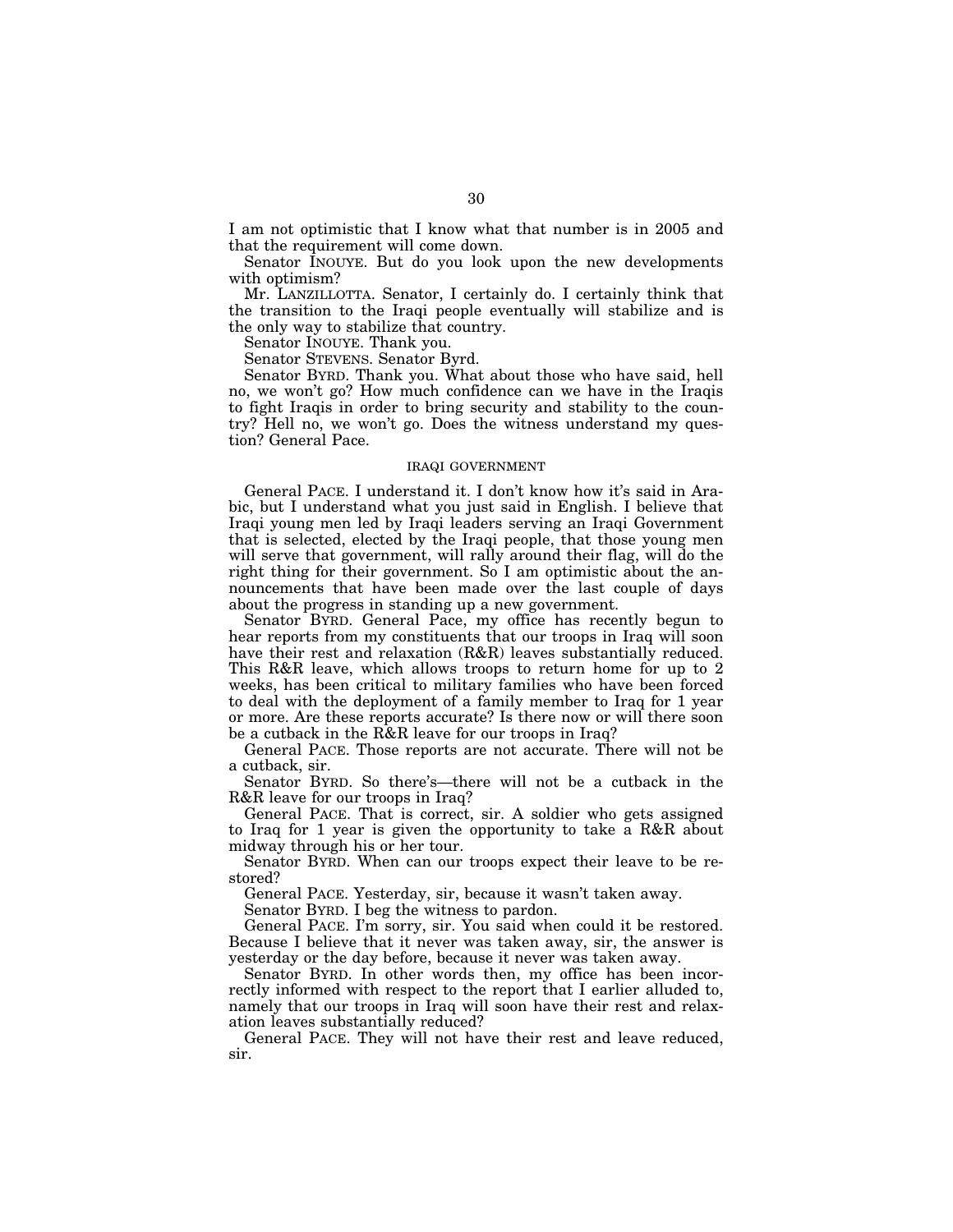I am not optimistic that I know what that number is in 2005 and that the requirement will come down.

Senator INOUYE. But do you look upon the new developments with optimism?

Mr. LANZILLOTTA. Senator, I certainly do. I certainly think that the transition to the Iraqi people eventually will stabilize and is the only way to stabilize that country.

Senator INOUYE. Thank you.

Senator STEVENS. Senator Byrd.

Senator BYRD. Thank you. What about those who have said, hell no, we won't go? How much confidence can we have in the Iraqis to fight Iraqis in order to bring security and stability to the country? Hell no, we won't go. Does the witness understand my question? General Pace.

### IRAQI GOVERNMENT

General PACE. I understand it. I don't know how it's said in Arabic, but I understand what you just said in English. I believe that Iraqi young men led by Iraqi leaders serving an Iraqi Government that is selected, elected by the Iraqi people, that those young men will serve that government, will rally around their flag, will do the right thing for their government. So I am optimistic about the announcements that have been made over the last couple of days about the progress in standing up a new government.

Senator BYRD. General Pace, my office has recently begun to hear reports from my constituents that our troops in Iraq will soon have their rest and relaxation (R&R) leaves substantially reduced. This R&R leave, which allows troops to return home for up to 2 weeks, has been critical to military families who have been forced to deal with the deployment of a family member to Iraq for 1 year or more. Are these reports accurate? Is there now or will there soon be a cutback in the R&R leave for our troops in Iraq?

General PACE. Those reports are not accurate. There will not be a cutback, sir.

Senator BYRD. So there's—there will not be a cutback in the R&R leave for our troops in Iraq?

General PACE. That is correct, sir. A soldier who gets assigned to Iraq for 1 year is given the opportunity to take a R&R about midway through his or her tour.

Senator BYRD. When can our troops expect their leave to be restored?

General PACE. Yesterday, sir, because it wasn't taken away.

Senator BYRD. I beg the witness to pardon.

General PACE. I'm sorry, sir. You said when could it be restored. Because I believe that it never was taken away, sir, the answer is yesterday or the day before, because it never was taken away.

Senator BYRD. In other words then, my office has been incorrectly informed with respect to the report that I earlier alluded to, namely that our troops in Iraq will soon have their rest and relaxation leaves substantially reduced?

General PACE. They will not have their rest and leave reduced, sir.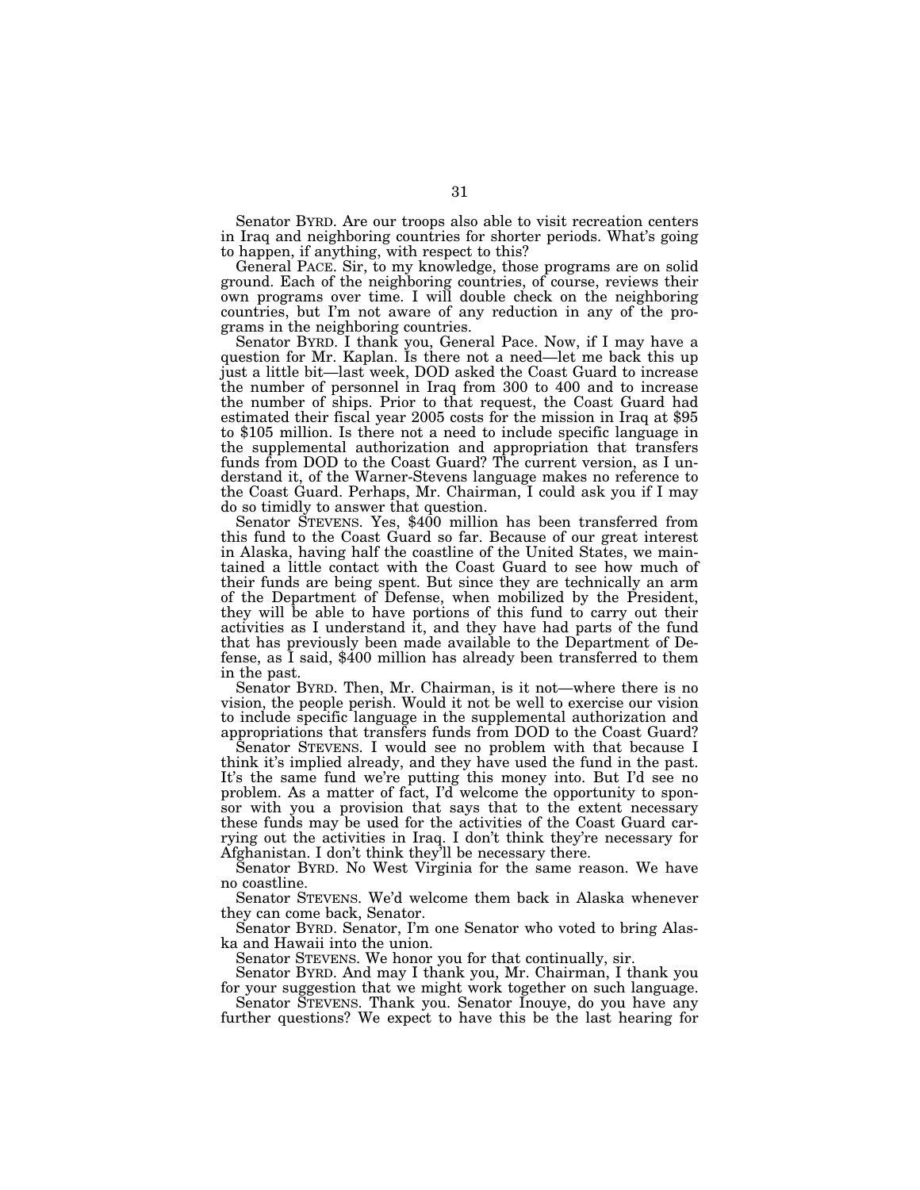Senator BYRD. Are our troops also able to visit recreation centers in Iraq and neighboring countries for shorter periods. What's going to happen, if anything, with respect to this?

General PACE. Sir, to my knowledge, those programs are on solid ground. Each of the neighboring countries, of course, reviews their own programs over time. I will double check on the neighboring countries, but I'm not aware of any reduction in any of the programs in the neighboring countries.

Senator BYRD. I thank you, General Pace. Now, if I may have a question for Mr. Kaplan. Is there not a need—let me back this up just a little bit—last week, DOD asked the Coast Guard to increase the number of personnel in Iraq from 300 to 400 and to increase the number of ships. Prior to that request, the Coast Guard had estimated their fiscal year 2005 costs for the mission in Iraq at $95 to $105 million. Is there not a need to include specific language in the supplemental authorization and appropriation that transfers funds from DOD to the Coast Guard? The current version, as I understand it, of the Warner-Stevens language makes no reference to the Coast Guard. Perhaps, Mr. Chairman, I could ask you if I may do so timidly to answer that question.

Senator STEVENS. Yes, $400 million has been transferred from this fund to the Coast Guard so far. Because of our great interest in Alaska, having half the coastline of the United States, we maintained a little contact with the Coast Guard to see how much of their funds are being spent. But since they are technically an arm of the Department of Defense, when mobilized by the President, they will be able to have portions of this fund to carry out their activities as I understand it, and they have had parts of the fund that has previously been made available to the Department of Defense, as I said, $400 million has already been transferred to them in the past.

Senator BYRD. Then, Mr. Chairman, is it not—where there is no vision, the people perish. Would it not be well to exercise our vision to include specific language in the supplemental authorization and appropriations that transfers funds from DOD to the Coast Guard?

Senator STEVENS. I would see no problem with that because I think it's implied already, and they have used the fund in the past. It's the same fund we're putting this money into. But I'd see no problem. As a matter of fact, I'd welcome the opportunity to sponsor with you a provision that says that to the extent necessary these funds may be used for the activities of the Coast Guard carrying out the activities in Iraq. I don't think they're necessary for Afghanistan. I don't think they'll be necessary there.

Senator BYRD. No West Virginia for the same reason. We have no coastline.

Senator STEVENS. We'd welcome them back in Alaska whenever they can come back, Senator.

Senator BYRD. Senator, I'm one Senator who voted to bring Alaska and Hawaii into the union.

Senator STEVENS. We honor you for that continually, sir.

Senator BYRD. And may I thank you, Mr. Chairman, I thank you for your suggestion that we might work together on such language.

Senator STEVENS. Thank you. Senator Inouye, do you have any further questions? We expect to have this be the last hearing for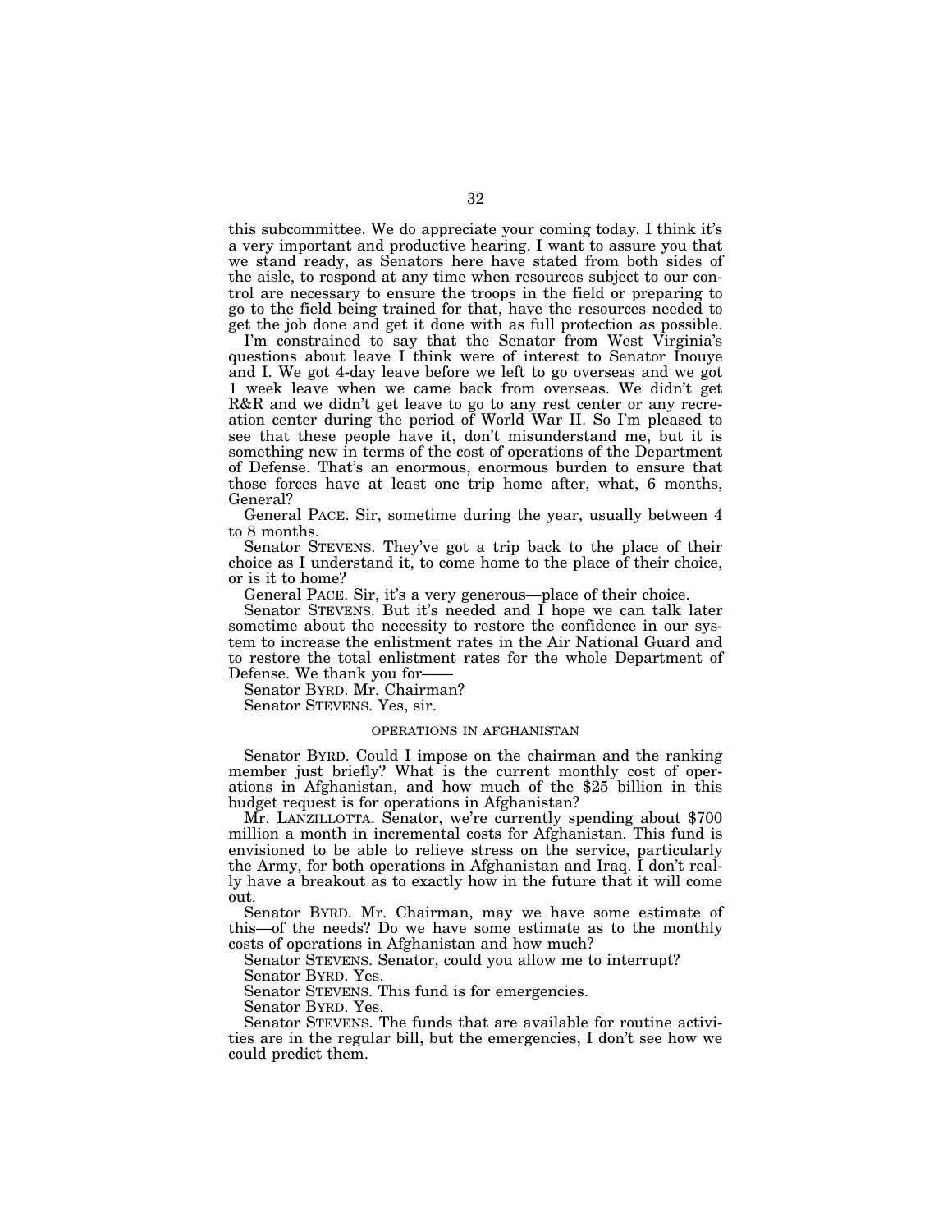this subcommittee. We do appreciate your coming today. I think it's a very important and productive hearing. I want to assure you that we stand ready, as Senators here have stated from both sides of the aisle, to respond at any time when resources subject to our control are necessary to ensure the troops in the field or preparing to go to the field being trained for that, have the resources needed to get the job done and get it done with as full protection as possible.

I'm constrained to say that the Senator from West Virginia's questions about leave I think were of interest to Senator Inouye and I. We got 4-day leave before we left to go overseas and we got 1 week leave when we came back from overseas. We didn't get R&R and we didn't get leave to go to any rest center or any recreation center during the period of World War II. So I'm pleased to see that these people have it, don't misunderstand me, but it is something new in terms of the cost of operations of the Department of Defense. That's an enormous, enormous burden to ensure that those forces have at least one trip home after, what, 6 months, General?

General PACE. Sir, sometime during the year, usually between 4 to 8 months.

Senator STEVENS. They've got a trip back to the place of their choice as I understand it, to come home to the place of their choice, or is it to home?

General PACE. Sir, it's a very generous—place of their choice.

Senator STEVENS. But it's needed and I hope we can talk later sometime about the necessity to restore the confidence in our system to increase the enlistment rates in the Air National Guard and to restore the total enlistment rates for the whole Department of Defense. We thank you for——

Senator BYRD. Mr. Chairman?

Senator STEVENS. Yes, sir.

## OPERATIONS IN AFGHANISTAN

Senator BYRD. Could I impose on the chairman and the ranking member just briefly? What is the current monthly cost of operations in Afghanistan, and how much of the $25 billion in this budget request is for operations in Afghanistan?

Mr. LANZILLOTTA. Senator, we're currently spending about $700 million a month in incremental costs for Afghanistan. This fund is envisioned to be able to relieve stress on the service, particularly the Army, for both operations in Afghanistan and Iraq. I don't really have a breakout as to exactly how in the future that it will come out.

Senator BYRD. Mr. Chairman, may we have some estimate of this—of the needs? Do we have some estimate as to the monthly costs of operations in Afghanistan and how much?

Senator STEVENS. Senator, could you allow me to interrupt?

Senator BYRD. Yes.

Senator STEVENS. This fund is for emergencies.

Senator BYRD. Yes.

Senator STEVENS. The funds that are available for routine activities are in the regular bill, but the emergencies, I don't see how we could predict them.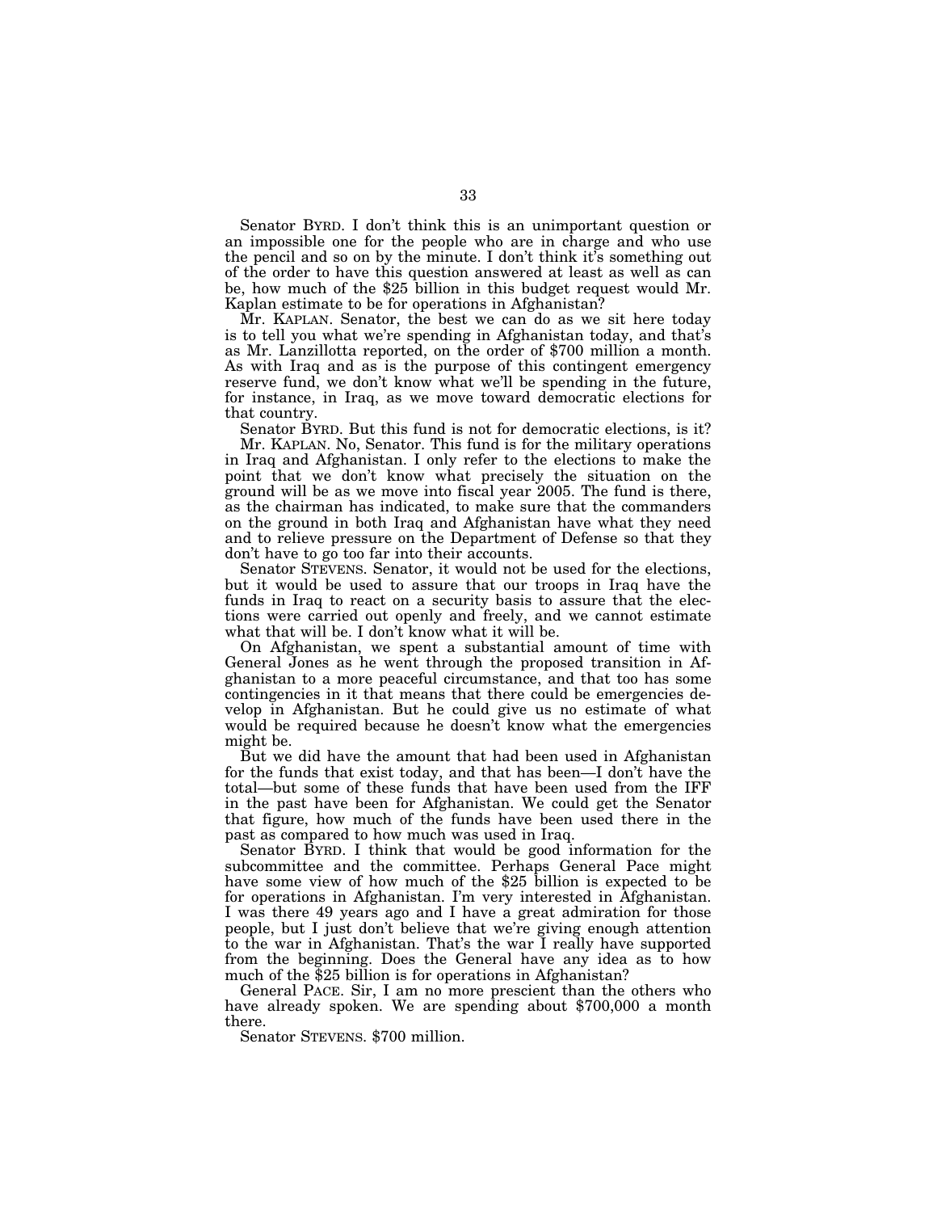Senator BYRD. I don't think this is an unimportant question or an impossible one for the people who are in charge and who use the pencil and so on by the minute. I don't think it's something out of the order to have this question answered at least as well as can be, how much of the $25 billion in this budget request would Mr. Kaplan estimate to be for operations in Afghanistan?

Mr. KAPLAN. Senator, the best we can do as we sit here today is to tell you what we're spending in Afghanistan today, and that's as Mr. Lanzillotta reported, on the order of $700 million a month. As with Iraq and as is the purpose of this contingent emergency reserve fund, we don't know what we'll be spending in the future, for instance, in Iraq, as we move toward democratic elections for that country.

Senator BYRD. But this fund is not for democratic elections, is it?

Mr. KAPLAN. No, Senator. This fund is for the military operations in Iraq and Afghanistan. I only refer to the elections to make the point that we don't know what precisely the situation on the ground will be as we move into fiscal year 2005. The fund is there, as the chairman has indicated, to make sure that the commanders on the ground in both Iraq and Afghanistan have what they need and to relieve pressure on the Department of Defense so that they don't have to go too far into their accounts.

Senator STEVENS. Senator, it would not be used for the elections, but it would be used to assure that our troops in Iraq have the funds in Iraq to react on a security basis to assure that the elections were carried out openly and freely, and we cannot estimate what that will be. I don't know what it will be.

On Afghanistan, we spent a substantial amount of time with General Jones as he went through the proposed transition in Afghanistan to a more peaceful circumstance, and that too has some contingencies in it that means that there could be emergencies develop in Afghanistan. But he could give us no estimate of what would be required because he doesn't know what the emergencies might be.

But we did have the amount that had been used in Afghanistan for the funds that exist today, and that has been—I don't have the total—but some of these funds that have been used from the IFF in the past have been for Afghanistan. We could get the Senator that figure, how much of the funds have been used there in the past as compared to how much was used in Iraq.

Senator BYRD. I think that would be good information for the subcommittee and the committee. Perhaps General Pace might have some view of how much of the $25 billion is expected to be for operations in Afghanistan. I'm very interested in Afghanistan. I was there 49 years ago and I have a great admiration for those people, but I just don't believe that we're giving enough attention to the war in Afghanistan. That's the war I really have supported from the beginning. Does the General have any idea as to how much of the $25 billion is for operations in Afghanistan?

General PACE. Sir, I am no more prescient than the others who have already spoken. We are spending about $700,000 a month there.

Senator STEVENS. $700 million.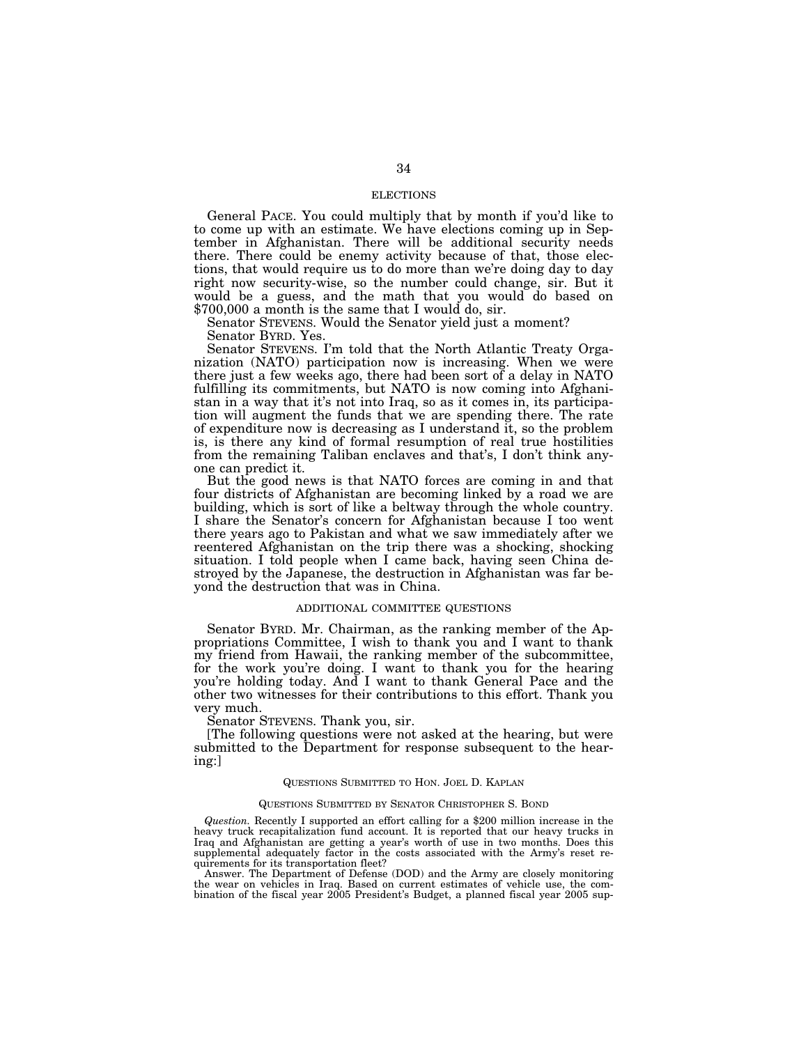## ELECTIONS

General PACE. You could multiply that by month if you'd like to to come up with an estimate. We have elections coming up in September in Afghanistan. There will be additional security needs there. There could be enemy activity because of that, those elections, that would require us to do more than we're doing day to day right now security-wise, so the number could change, sir. But it would be a guess, and the math that you would do based on $700,000 a month is the same that I would do, sir.

Senator STEVENS. Would the Senator yield just a moment?

Senator BYRD. Yes.

Senator STEVENS. I'm told that the North Atlantic Treaty Organization (NATO) participation now is increasing. When we were there just a few weeks ago, there had been sort of a delay in NATO fulfilling its commitments, but NATO is now coming into Afghanistan in a way that it's not into Iraq, so as it comes in, its participation will augment the funds that we are spending there. The rate of expenditure now is decreasing as I understand it, so the problem is, is there any kind of formal resumption of real true hostilities from the remaining Taliban enclaves and that's, I don't think anyone can predict it.

But the good news is that NATO forces are coming in and that four districts of Afghanistan are becoming linked by a road we are building, which is sort of like a beltway through the whole country. I share the Senator's concern for Afghanistan because I too went there years ago to Pakistan and what we saw immediately after we reentered Afghanistan on the trip there was a shocking, shocking situation. I told people when I came back, having seen China destroyed by the Japanese, the destruction in Afghanistan was far beyond the destruction that was in China.

## ADDITIONAL COMMITTEE QUESTIONS

Senator BYRD. Mr. Chairman, as the ranking member of the Appropriations Committee, I wish to thank you and I want to thank my friend from Hawaii, the ranking member of the subcommittee, for the work you're doing. I want to thank you for the hearing you're holding today. And I want to thank General Pace and the other two witnesses for their contributions to this effort. Thank you very much.

Senator STEVENS. Thank you, sir.

[The following questions were not asked at the hearing, but were submitted to the Department for response subsequent to the hearing:]

### QUESTIONS SUBMITTED TO HON. JOEL D. KAPLAN

### QUESTIONS SUBMITTED BY SENATOR CHRISTOPHER S. BOND

*Question.* Recently I supported an effort calling for a $200 million increase in the heavy truck recapitalization fund account. It is reported that our heavy trucks in Iraq and Afghanistan are getting a year's worth of use in two months. Does this supplemental adequately factor in the costs associated with the Army's reset requirements for its transportation fleet?

Answer. The Department of Defense (DOD) and the Army are closely monitoring the wear on vehicles in Iraq. Based on current estimates of vehicle use, the combination of the fiscal year 2005 President's Budget, a planned fiscal year 2005 sup-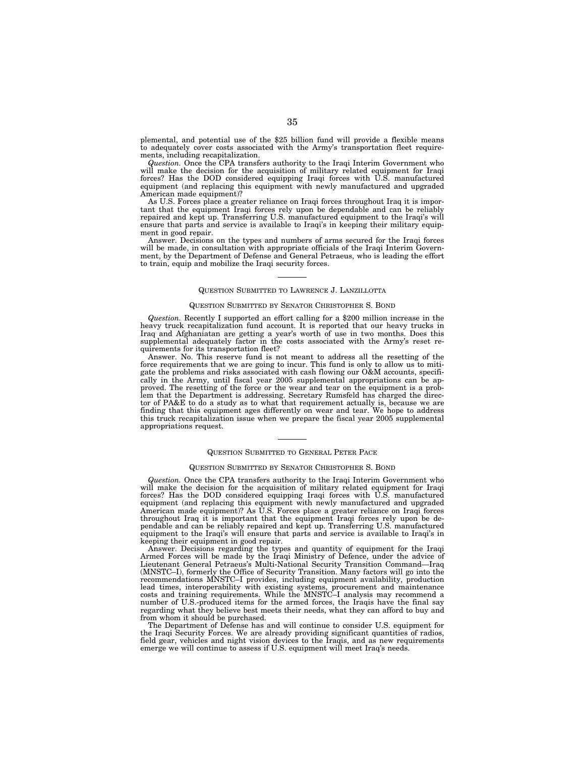plemental, and potential use of the $25 billion fund will provide a flexible means to adequately cover costs associated with the Army's transportation fleet requirements, including recapitalization.

*Question.* Once the CPA transfers authority to the Iraqi Interim Government who will make the decision for the acquisition of military related equipment for Iraqi forces? Has the DOD considered equipping Iraqi forces with U.S. manufactured equipment (and replacing this equipment with newly manufactured and upgraded American made equipment)?

As U.S. Forces place a greater reliance on Iraqi forces throughout Iraq it is important that the equipment Iraqi forces rely upon be dependable and can be reliably repaired and kept up. Transferring U.S. manufactured equipment to the Iraqi's will ensure that parts and service is available to Iraqi's in keeping their military equipment in good repair.

Answer. Decisions on the types and numbers of arms secured for the Iraqi forces will be made, in consultation with appropriate officials of the Iraqi Interim Government, by the Department of Defense and General Petraeus, who is leading the effort to train, equip and mobilize the Iraqi security forces.

---

## QUESTION SUBMITTED TO LAWRENCE J. LANZILLOTTA

### QUESTION SUBMITTED BY SENATOR CHRISTOPHER S. BOND

*Question.* Recently I supported an effort calling for a $200 million increase in the heavy truck recapitalization fund account. It is reported that our heavy trucks in Iraq and Afghaniatan are getting a year's worth of use in two months. Does this supplemental adequately factor in the costs associated with the Army's reset requirements for its transportation fleet?

Answer. No. This reserve fund is not meant to address all the resetting of the force requirements that we are going to incur. This fund is only to allow us to mitigate the problems and risks associated with cash flowing our O&M accounts, specifically in the Army, until fiscal year 2005 supplemental appropriations can be approved. The resetting of the force or the wear and tear on the equipment is a problem that the Department is addressing. Secretary Rumsfeld has charged the director of PA&E to do a study as to what that requirement actually is, because we are finding that this equipment ages differently on wear and tear. We hope to address this truck recapitalization issue when we prepare the fiscal year 2005 supplemental appropriations request.

---

## QUESTION SUBMITTED TO GENERAL PETER PACE

### QUESTION SUBMITTED BY SENATOR CHRISTOPHER S. BOND

*Question.* Once the CPA transfers authority to the Iraqi Interim Government who will make the decision for the acquisition of military related equipment for Iraqi forces? Has the DOD considered equipping Iraqi forces with U.S. manufactured equipment (and replacing this equipment with newly manufactured and upgraded American made equipment)? As U.S. Forces place a greater reliance on Iraqi forces throughout Iraq it is important that the equipment Iraqi forces rely upon be dependable and can be reliably repaired and kept up. Transferring U.S. manufactured equipment to the Iraqi's will ensure that parts and service is available to Iraqi's in keeping their equipment in good repair.

Answer. Decisions regarding the types and quantity of equipment for the Iraqi Armed Forces will be made by the Iraqi Ministry of Defence, under the advice of Lieutenant General Petraeus's Multi-National Security Transition Command—Iraq (MNSTC–I), formerly the Office of Security Transition. Many factors will go into the recommendations MNSTC–I provides, including equipment availability, production lead times, interoperability with existing systems, procurement and maintenance costs and training requirements. While the MNSTC–I analysis may recommend a number of U.S.-produced items for the armed forces, the Iraqis have the final say regarding what they believe best meets their needs, what they can afford to buy and from whom it should be purchased.

The Department of Defense has and will continue to consider U.S. equipment for the Iraqi Security Forces. We are already providing significant quantities of radios, field gear, vehicles and night vision devices to the Iraqis, and as new requirements emerge we will continue to assess if U.S. equipment will meet Iraq's needs.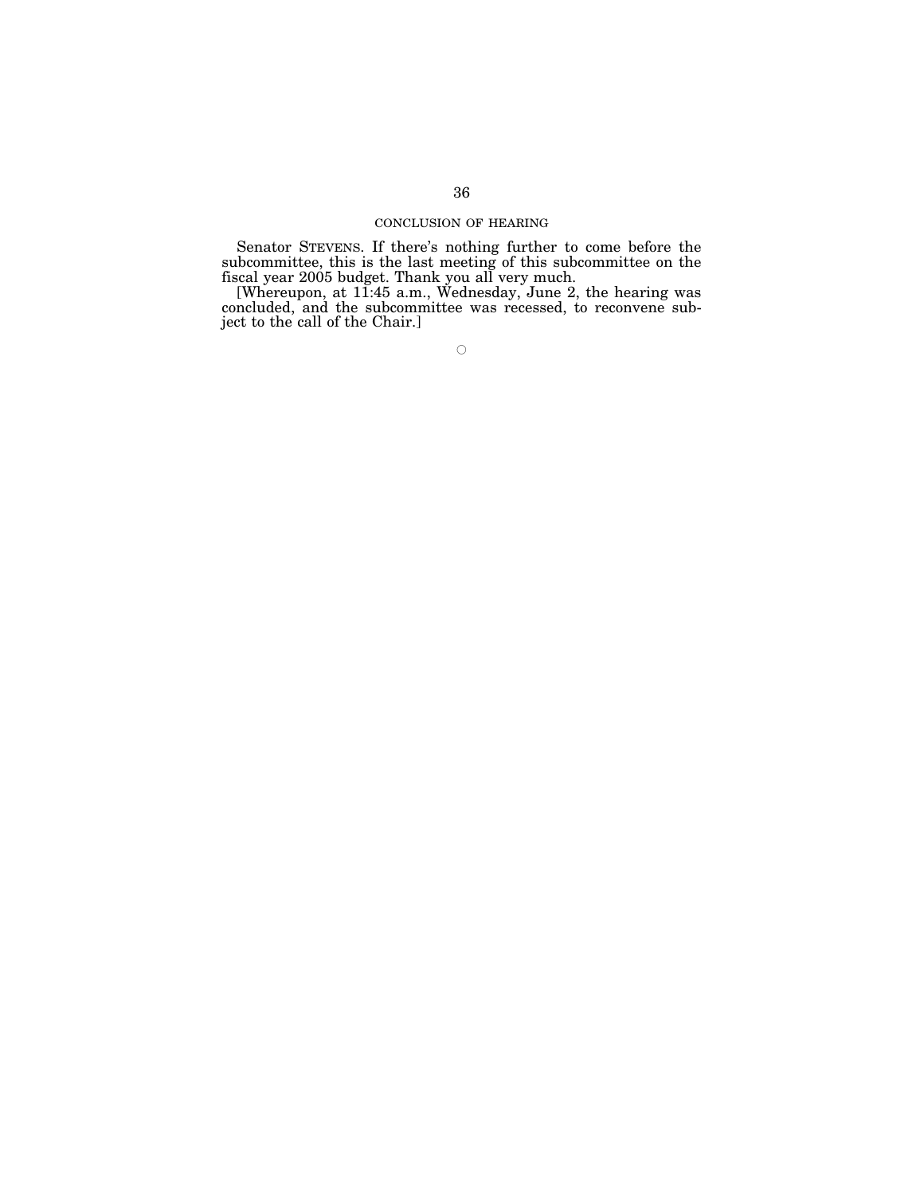## CONCLUSION OF HEARING

Senator STEVENS. If there's nothing further to come before the subcommittee, this is the last meeting of this subcommittee on the fiscal year 2005 budget. Thank you all very much.

[Whereupon, at 11:45 a.m., Wednesday, June 2, the hearing was concluded, and the subcommittee was recessed, to reconvene subject to the call of the Chair.]

○